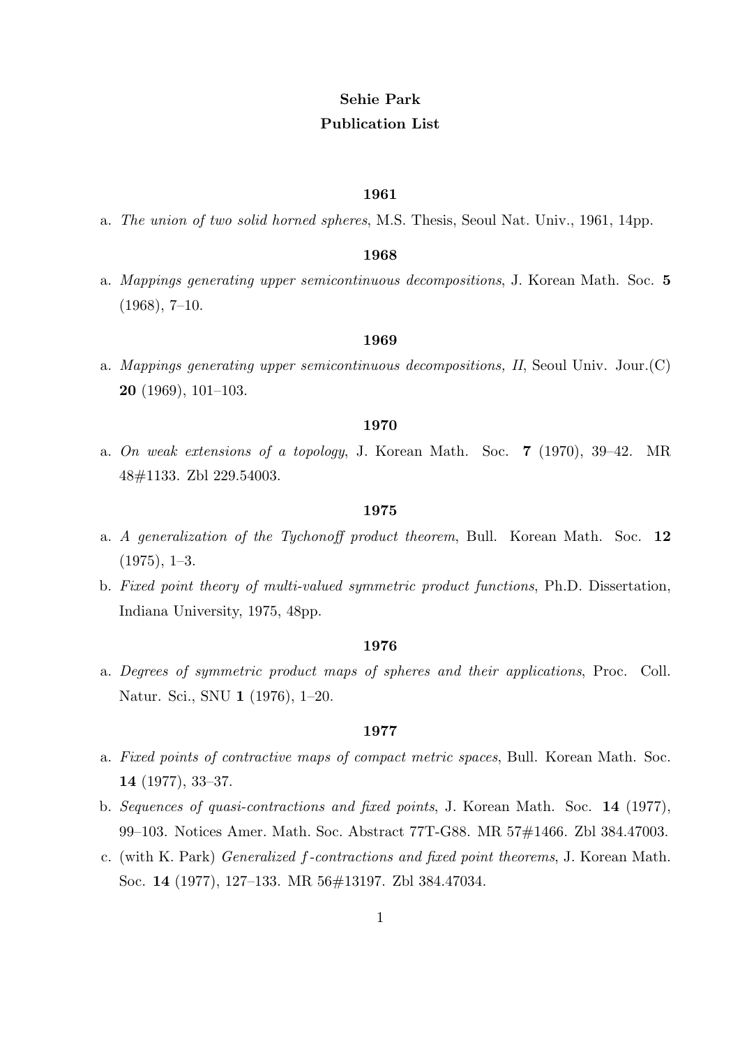# Sehie Park
## Publication List

### 1961

a. *The union of two solid horned spheres*, M.S. Thesis, Seoul Nat. Univ., 1961, 14pp.

### 1968

a. *Mappings generating upper semicontinuous decompositions*, J. Korean Math. Soc. **5** (1968), 7–10.

### 1969

a. *Mappings generating upper semicontinuous decompositions, II*, Seoul Univ. Jour.(C) **20** (1969), 101–103.

### 1970

a. *On weak extensions of a topology*, J. Korean Math. Soc. **7** (1970), 39–42. MR 48#1133. Zbl 229.54003.

### 1975

a. *A generalization of the Tychonoff product theorem*, Bull. Korean Math. Soc. **12** (1975), 1–3.

b. *Fixed point theory of multi-valued symmetric product functions*, Ph.D. Dissertation, Indiana University, 1975, 48pp.

### 1976

a. *Degrees of symmetric product maps of spheres and their applications*, Proc. Coll. Natur. Sci., SNU **1** (1976), 1–20.

### 1977

a. *Fixed points of contractive maps of compact metric spaces*, Bull. Korean Math. Soc. **14** (1977), 33–37.

b. *Sequences of quasi-contractions and fixed points*, J. Korean Math. Soc. **14** (1977), 99–103. Notices Amer. Math. Soc. Abstract 77T-G88. MR 57#1466. Zbl 384.47003.

c. (with K. Park) *Generalized $f$-contractions and fixed point theorems*, J. Korean Math. Soc. **14** (1977), 127–133. MR 56#13197. Zbl 384.47034.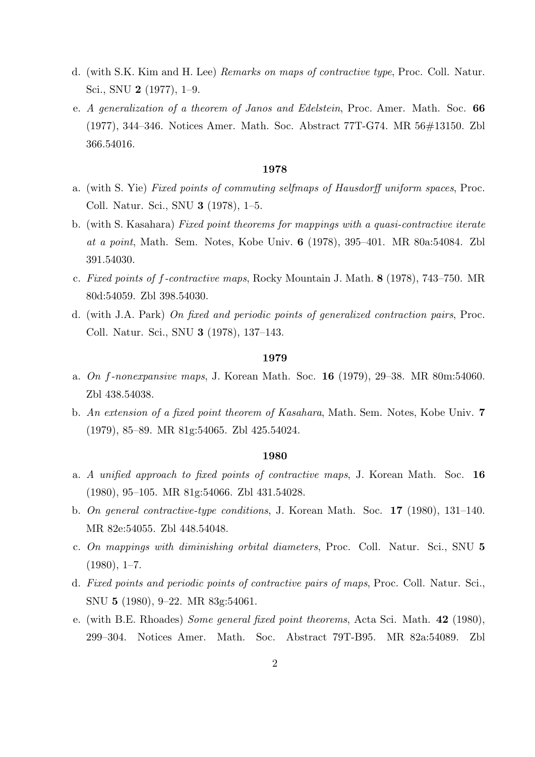d. (with S.K. Kim and H. Lee) *Remarks on maps of contractive type*, Proc. Coll. Natur. Sci., SNU **2** (1977), 1–9.

e. *A generalization of a theorem of Janos and Edelstein*, Proc. Amer. Math. Soc. **66** (1977), 344–346. Notices Amer. Math. Soc. Abstract 77T-G74. MR 56#13150. Zbl 366.54016.

**1978**

a. (with S. Yie) *Fixed points of commuting selfmaps of Hausdorff uniform spaces*, Proc. Coll. Natur. Sci., SNU **3** (1978), 1–5.

b. (with S. Kasahara) *Fixed point theorems for mappings with a quasi-contractive iterate at a point*, Math. Sem. Notes, Kobe Univ. **6** (1978), 395–401. MR 80a:54084. Zbl 391.54030.

c. *Fixed points of $f$-contractive maps*, Rocky Mountain J. Math. **8** (1978), 743–750. MR 80d:54059. Zbl 398.54030.

d. (with J.A. Park) *On fixed and periodic points of generalized contraction pairs*, Proc. Coll. Natur. Sci., SNU **3** (1978), 137–143.

**1979**

a. *On $f$-nonexpansive maps*, J. Korean Math. Soc. **16** (1979), 29–38. MR 80m:54060. Zbl 438.54038.

b. *An extension of a fixed point theorem of Kasahara*, Math. Sem. Notes, Kobe Univ. **7** (1979), 85–89. MR 81g:54065. Zbl 425.54024.

**1980**

a. *A unified approach to fixed points of contractive maps*, J. Korean Math. Soc. **16** (1980), 95–105. MR 81g:54066. Zbl 431.54028.

b. *On general contractive-type conditions*, J. Korean Math. Soc. **17** (1980), 131–140. MR 82e:54055. Zbl 448.54048.

c. *On mappings with diminishing orbital diameters*, Proc. Coll. Natur. Sci., SNU **5** (1980), 1–7.

d. *Fixed points and periodic points of contractive pairs of maps*, Proc. Coll. Natur. Sci., SNU **5** (1980), 9–22. MR 83g:54061.

e. (with B.E. Rhoades) *Some general fixed point theorems*, Acta Sci. Math. **42** (1980), 299–304. Notices Amer. Math. Soc. Abstract 79T-B95. MR 82a:54089. Zbl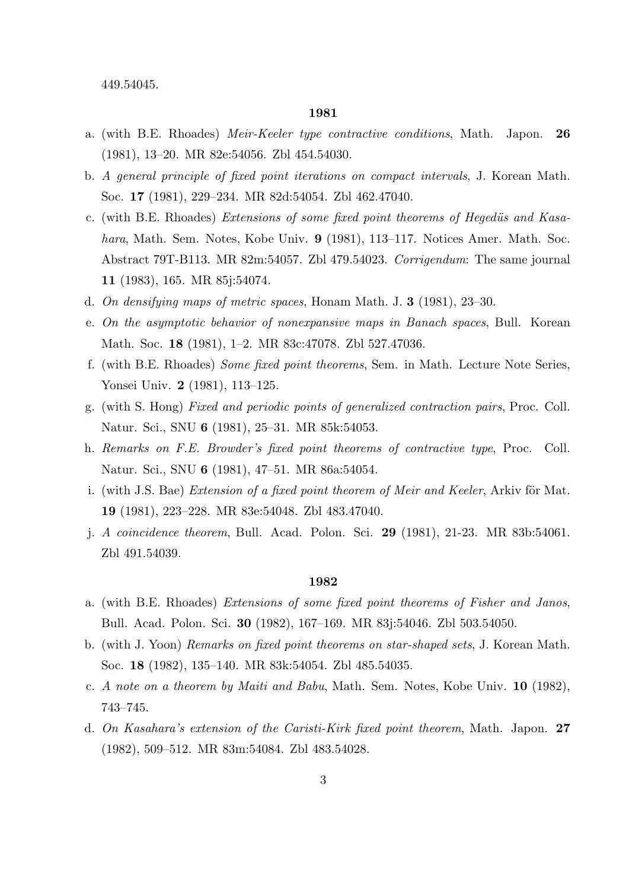449.54045.

## 1981

a. (with B.E. Rhoades) *Meir-Keeler type contractive conditions*, Math. Japon. **26** (1981), 13–20. MR 82e:54056. Zbl 454.54030.

b. *A general principle of fixed point iterations on compact intervals*, J. Korean Math. Soc. **17** (1981), 229–234. MR 82d:54054. Zbl 462.47040.

c. (with B.E. Rhoades) *Extensions of some fixed point theorems of Hegedüs and Kasahara*, Math. Sem. Notes, Kobe Univ. **9** (1981), 113–117. Notices Amer. Math. Soc. Abstract 79T-B113. MR 82m:54057. Zbl 479.54023. *Corrigendum*: The same journal **11** (1983), 165. MR 85j:54074.

d. *On densifying maps of metric spaces*, Honam Math. J. **3** (1981), 23–30.

e. *On the asymptotic behavior of nonexpansive maps in Banach spaces*, Bull. Korean Math. Soc. **18** (1981), 1–2. MR 83c:47078. Zbl 527.47036.

f. (with B.E. Rhoades) *Some fixed point theorems*, Sem. in Math. Lecture Note Series, Yonsei Univ. **2** (1981), 113–125.

g. (with S. Hong) *Fixed and periodic points of generalized contraction pairs*, Proc. Coll. Natur. Sci., SNU **6** (1981), 25–31. MR 85k:54053.

h. *Remarks on F.E. Browder's fixed point theorems of contractive type*, Proc. Coll. Natur. Sci., SNU **6** (1981), 47–51. MR 86a:54054.

i. (with J.S. Bae) *Extension of a fixed point theorem of Meir and Keeler*, Arkiv för Mat. **19** (1981), 223–228. MR 83e:54048. Zbl 483.47040.

j. *A coincidence theorem*, Bull. Acad. Polon. Sci. **29** (1981), 21-23. MR 83b:54061. Zbl 491.54039.

## 1982

a. (with B.E. Rhoades) *Extensions of some fixed point theorems of Fisher and Janos*, Bull. Acad. Polon. Sci. **30** (1982), 167–169. MR 83j:54046. Zbl 503.54050.

b. (with J. Yoon) *Remarks on fixed point theorems on star-shaped sets*, J. Korean Math. Soc. **18** (1982), 135–140. MR 83k:54054. Zbl 485.54035.

c. *A note on a theorem by Maiti and Babu*, Math. Sem. Notes, Kobe Univ. **10** (1982), 743–745.

d. *On Kasahara's extension of the Caristi-Kirk fixed point theorem*, Math. Japon. **27** (1982), 509–512. MR 83m:54084. Zbl 483.54028.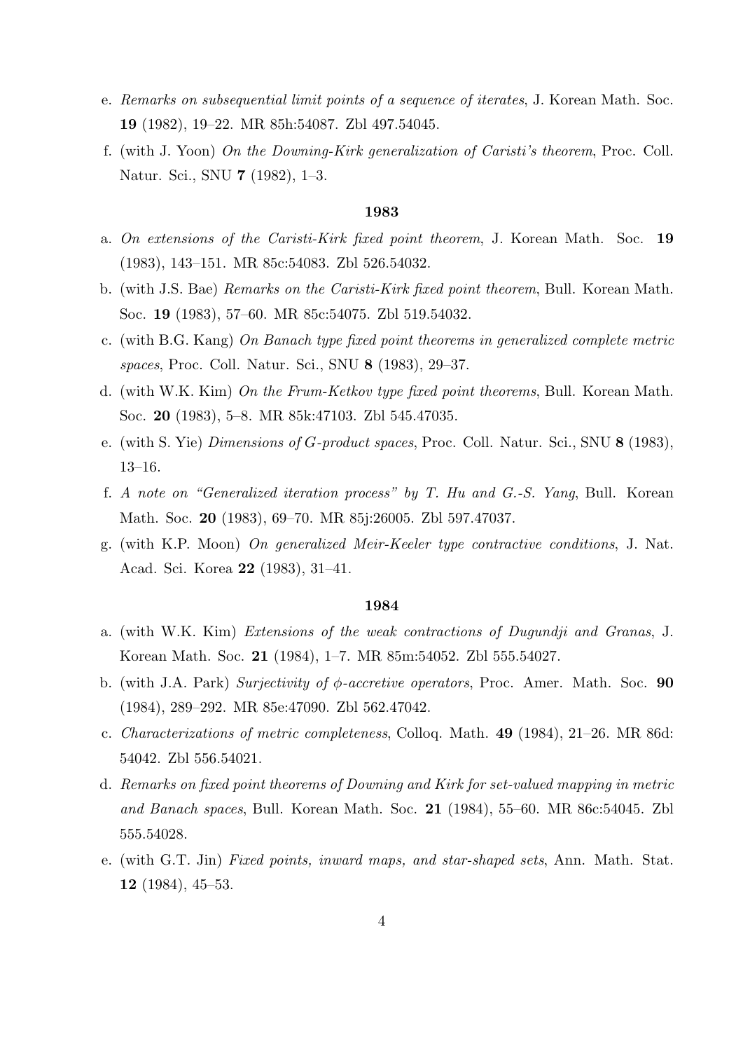e. *Remarks on subsequential limit points of a sequence of iterates*, J. Korean Math. Soc. **19** (1982), 19–22. MR 85h:54087. Zbl 497.54045.

f. (with J. Yoon) *On the Downing-Kirk generalization of Caristi's theorem*, Proc. Coll. Natur. Sci., SNU **7** (1982), 1–3.

**1983**

a. *On extensions of the Caristi-Kirk fixed point theorem*, J. Korean Math. Soc. **19** (1983), 143–151. MR 85c:54083. Zbl 526.54032.

b. (with J.S. Bae) *Remarks on the Caristi-Kirk fixed point theorem*, Bull. Korean Math. Soc. **19** (1983), 57–60. MR 85c:54075. Zbl 519.54032.

c. (with B.G. Kang) *On Banach type fixed point theorems in generalized complete metric spaces*, Proc. Coll. Natur. Sci., SNU **8** (1983), 29–37.

d. (with W.K. Kim) *On the Frum-Ketkov type fixed point theorems*, Bull. Korean Math. Soc. **20** (1983), 5–8. MR 85k:47103. Zbl 545.47035.

e. (with S. Yie) *Dimensions of $G$-product spaces*, Proc. Coll. Natur. Sci., SNU **8** (1983), 13–16.

f. *A note on "Generalized iteration process" by T. Hu and G.-S. Yang*, Bull. Korean Math. Soc. **20** (1983), 69–70. MR 85j:26005. Zbl 597.47037.

g. (with K.P. Moon) *On generalized Meir-Keeler type contractive conditions*, J. Nat. Acad. Sci. Korea **22** (1983), 31–41.

**1984**

a. (with W.K. Kim) *Extensions of the weak contractions of Dugundji and Granas*, J. Korean Math. Soc. **21** (1984), 1–7. MR 85m:54052. Zbl 555.54027.

b. (with J.A. Park) *Surjectivity of $\phi$-accretive operators*, Proc. Amer. Math. Soc. **90** (1984), 289–292. MR 85e:47090. Zbl 562.47042.

c. *Characterizations of metric completeness*, Colloq. Math. **49** (1984), 21–26. MR 86d: 54042. Zbl 556.54021.

d. *Remarks on fixed point theorems of Downing and Kirk for set-valued mapping in metric and Banach spaces*, Bull. Korean Math. Soc. **21** (1984), 55–60. MR 86c:54045. Zbl 555.54028.

e. (with G.T. Jin) *Fixed points, inward maps, and star-shaped sets*, Ann. Math. Stat. **12** (1984), 45–53.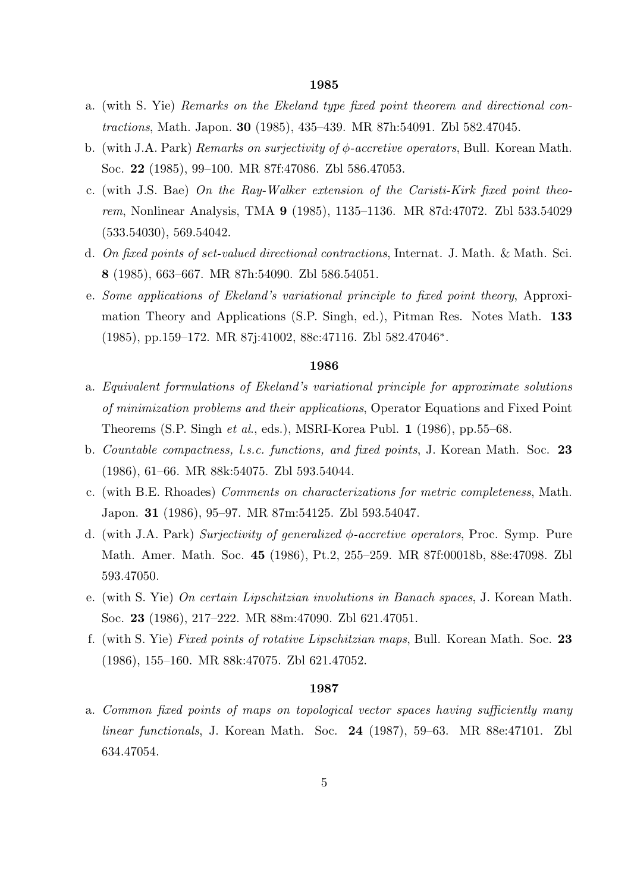**1985**

a. (with S. Yie) *Remarks on the Ekeland type fixed point theorem and directional contractions*, Math. Japon. **30** (1985), 435–439. MR 87h:54091. Zbl 582.47045.

b. (with J.A. Park) *Remarks on surjectivity of $\phi$-accretive operators*, Bull. Korean Math. Soc. **22** (1985), 99–100. MR 87f:47086. Zbl 586.47053.

c. (with J.S. Bae) *On the Ray-Walker extension of the Caristi-Kirk fixed point theorem*, Nonlinear Analysis, TMA **9** (1985), 1135–1136. MR 87d:47072. Zbl 533.54029 (533.54030), 569.54042.

d. *On fixed points of set-valued directional contractions*, Internat. J. Math. & Math. Sci. **8** (1985), 663–667. MR 87h:54090. Zbl 586.54051.

e. *Some applications of Ekeland's variational principle to fixed point theory*, Approximation Theory and Applications (S.P. Singh, ed.), Pitman Res. Notes Math. **133** (1985), pp.159–172. MR 87j:41002, 88c:47116. Zbl 582.47046*.

**1986**

a. *Equivalent formulations of Ekeland's variational principle for approximate solutions of minimization problems and their applications*, Operator Equations and Fixed Point Theorems (S.P. Singh *et al.*, eds.), MSRI-Korea Publ. **1** (1986), pp.55–68.

b. *Countable compactness, l.s.c. functions, and fixed points*, J. Korean Math. Soc. **23** (1986), 61–66. MR 88k:54075. Zbl 593.54044.

c. (with B.E. Rhoades) *Comments on characterizations for metric completeness*, Math. Japon. **31** (1986), 95–97. MR 87m:54125. Zbl 593.54047.

d. (with J.A. Park) *Surjectivity of generalized $\phi$-accretive operators*, Proc. Symp. Pure Math. Amer. Math. Soc. **45** (1986), Pt.2, 255–259. MR 87f:00018b, 88e:47098. Zbl 593.47050.

e. (with S. Yie) *On certain Lipschitzian involutions in Banach spaces*, J. Korean Math. Soc. **23** (1986), 217–222. MR 88m:47090. Zbl 621.47051.

f. (with S. Yie) *Fixed points of rotative Lipschitzian maps*, Bull. Korean Math. Soc. **23** (1986), 155–160. MR 88k:47075. Zbl 621.47052.

**1987**

a. *Common fixed points of maps on topological vector spaces having sufficiently many linear functionals*, J. Korean Math. Soc. **24** (1987), 59–63. MR 88e:47101. Zbl 634.47054.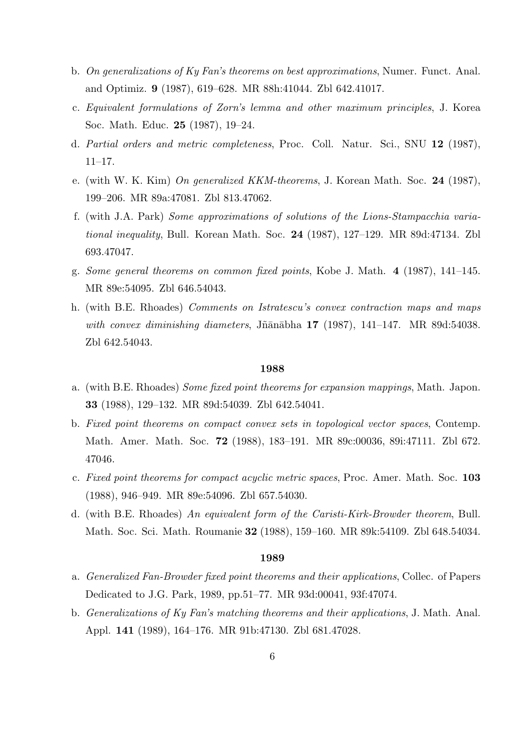b. *On generalizations of Ky Fan's theorems on best approximations*, Numer. Funct. Anal. and Optimiz. **9** (1987), 619–628. MR 88h:41044. Zbl 642.41017.

c. *Equivalent formulations of Zorn's lemma and other maximum principles*, J. Korea Soc. Math. Educ. **25** (1987), 19–24.

d. *Partial orders and metric completeness*, Proc. Coll. Natur. Sci., SNU **12** (1987), 11–17.

e. (with W. K. Kim) *On generalized KKM-theorems*, J. Korean Math. Soc. **24** (1987), 199–206. MR 89a:47081. Zbl 813.47062.

f. (with J.A. Park) *Some approximations of solutions of the Lions-Stampacchia variational inequality*, Bull. Korean Math. Soc. **24** (1987), 127–129. MR 89d:47134. Zbl 693.47047.

g. *Some general theorems on common fixed points*, Kobe J. Math. **4** (1987), 141–145. MR 89e:54095. Zbl 646.54043.

h. (with B.E. Rhoades) *Comments on Istratescu's convex contraction maps and maps with convex diminishing diameters*, Jñānābha **17** (1987), 141–147. MR 89d:54038. Zbl 642.54043.

**1988**

a. (with B.E. Rhoades) *Some fixed point theorems for expansion mappings*, Math. Japon. **33** (1988), 129–132. MR 89d:54039. Zbl 642.54041.

b. *Fixed point theorems on compact convex sets in topological vector spaces*, Contemp. Math. Amer. Math. Soc. **72** (1988), 183–191. MR 89c:00036, 89i:47111. Zbl 672.47046.

c. *Fixed point theorems for compact acyclic metric spaces*, Proc. Amer. Math. Soc. **103** (1988), 946–949. MR 89e:54096. Zbl 657.54030.

d. (with B.E. Rhoades) *An equivalent form of the Caristi-Kirk-Browder theorem*, Bull. Math. Soc. Sci. Math. Roumanie **32** (1988), 159–160. MR 89k:54109. Zbl 648.54034.

**1989**

a. *Generalized Fan-Browder fixed point theorems and their applications*, Collec. of Papers Dedicated to J.G. Park, 1989, pp.51–77. MR 93d:00041, 93f:47074.

b. *Generalizations of Ky Fan's matching theorems and their applications*, J. Math. Anal. Appl. **141** (1989), 164–176. MR 91b:47130. Zbl 681.47028.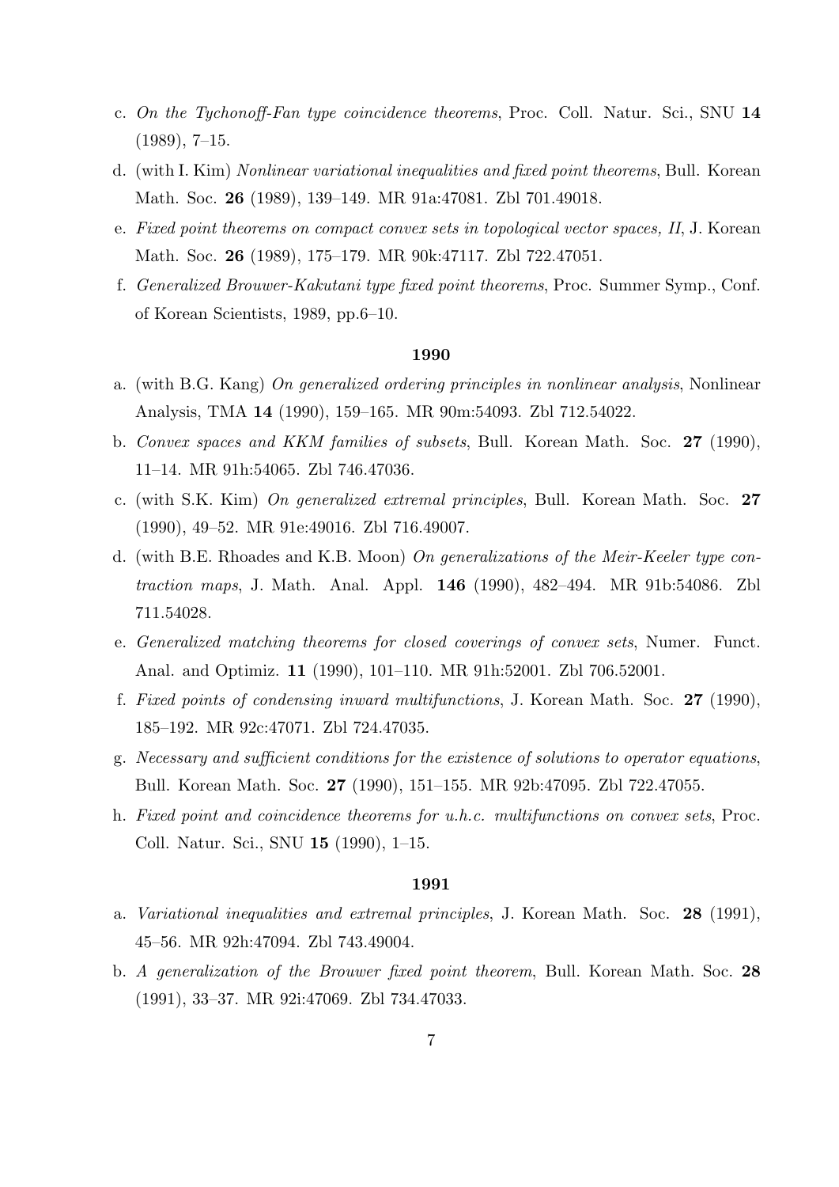c. *On the Tychonoff-Fan type coincidence theorems*, Proc. Coll. Natur. Sci., SNU **14** (1989), 7–15.

d. (with I. Kim) *Nonlinear variational inequalities and fixed point theorems*, Bull. Korean Math. Soc. **26** (1989), 139–149. MR 91a:47081. Zbl 701.49018.

e. *Fixed point theorems on compact convex sets in topological vector spaces, II*, J. Korean Math. Soc. **26** (1989), 175–179. MR 90k:47117. Zbl 722.47051.

f. *Generalized Brouwer-Kakutani type fixed point theorems*, Proc. Summer Symp., Conf. of Korean Scientists, 1989, pp.6–10.

**1990**

a. (with B.G. Kang) *On generalized ordering principles in nonlinear analysis*, Nonlinear Analysis, TMA **14** (1990), 159–165. MR 90m:54093. Zbl 712.54022.

b. *Convex spaces and KKM families of subsets*, Bull. Korean Math. Soc. **27** (1990), 11–14. MR 91h:54065. Zbl 746.47036.

c. (with S.K. Kim) *On generalized extremal principles*, Bull. Korean Math. Soc. **27** (1990), 49–52. MR 91e:49016. Zbl 716.49007.

d. (with B.E. Rhoades and K.B. Moon) *On generalizations of the Meir-Keeler type contraction maps*, J. Math. Anal. Appl. **146** (1990), 482–494. MR 91b:54086. Zbl 711.54028.

e. *Generalized matching theorems for closed coverings of convex sets*, Numer. Funct. Anal. and Optimiz. **11** (1990), 101–110. MR 91h:52001. Zbl 706.52001.

f. *Fixed points of condensing inward multifunctions*, J. Korean Math. Soc. **27** (1990), 185–192. MR 92c:47071. Zbl 724.47035.

g. *Necessary and sufficient conditions for the existence of solutions to operator equations*, Bull. Korean Math. Soc. **27** (1990), 151–155. MR 92b:47095. Zbl 722.47055.

h. *Fixed point and coincidence theorems for u.h.c. multifunctions on convex sets*, Proc. Coll. Natur. Sci., SNU **15** (1990), 1–15.

**1991**

a. *Variational inequalities and extremal principles*, J. Korean Math. Soc. **28** (1991), 45–56. MR 92h:47094. Zbl 743.49004.

b. *A generalization of the Brouwer fixed point theorem*, Bull. Korean Math. Soc. **28** (1991), 33–37. MR 92i:47069. Zbl 734.47033.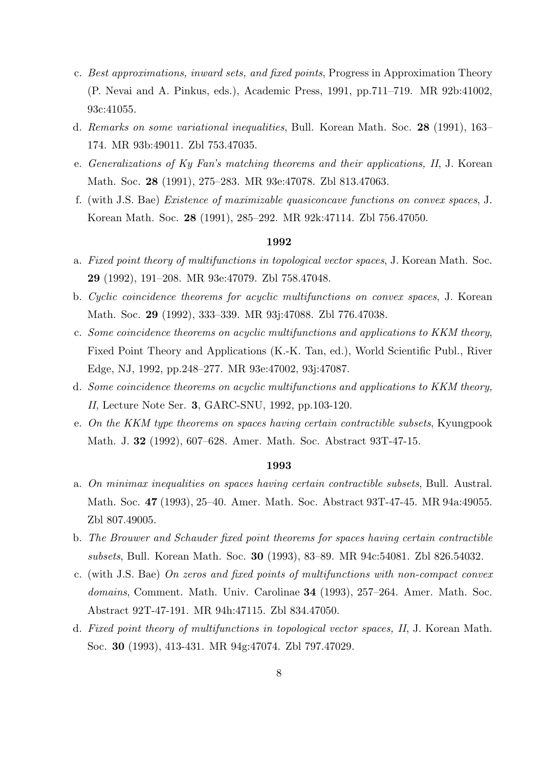c. *Best approximations, inward sets, and fixed points*, Progress in Approximation Theory (P. Nevai and A. Pinkus, eds.), Academic Press, 1991, pp.711–719. MR 92b:41002, 93c:41055.

d. *Remarks on some variational inequalities*, Bull. Korean Math. Soc. **28** (1991), 163–174. MR 93b:49011. Zbl 753.47035.

e. *Generalizations of Ky Fan's matching theorems and their applications, II*, J. Korean Math. Soc. **28** (1991), 275–283. MR 93e:47078. Zbl 813.47063.

f. (with J.S. Bae) *Existence of maximizable quasiconcave functions on convex spaces*, J. Korean Math. Soc. **28** (1991), 285–292. MR 92k:47114. Zbl 756.47050.

**1992**

a. *Fixed point theory of multifunctions in topological vector spaces*, J. Korean Math. Soc. **29** (1992), 191–208. MR 93e:47079. Zbl 758.47048.

b. *Cyclic coincidence theorems for acyclic multifunctions on convex spaces*, J. Korean Math. Soc. **29** (1992), 333–339. MR 93j:47088. Zbl 776.47038.

c. *Some coincidence theorems on acyclic multifunctions and applications to KKM theory*, Fixed Point Theory and Applications (K.-K. Tan, ed.), World Scientific Publ., River Edge, NJ, 1992, pp.248–277. MR 93e:47002, 93j:47087.

d. *Some coincidence theorems on acyclic multifunctions and applications to KKM theory, II*, Lecture Note Ser. **3**, GARC-SNU, 1992, pp.103-120.

e. *On the KKM type theorems on spaces having certain contractible subsets*, Kyungpook Math. J. **32** (1992), 607–628. Amer. Math. Soc. Abstract 93T-47-15.

**1993**

a. *On minimax inequalities on spaces having certain contractible subsets*, Bull. Austral. Math. Soc. **47** (1993), 25–40. Amer. Math. Soc. Abstract 93T-47-45. MR 94a:49055. Zbl 807.49005.

b. *The Brouwer and Schauder fixed point theorems for spaces having certain contractible subsets*, Bull. Korean Math. Soc. **30** (1993), 83–89. MR 94c:54081. Zbl 826.54032.

c. (with J.S. Bae) *On zeros and fixed points of multifunctions with non-compact convex domains*, Comment. Math. Univ. Carolinae **34** (1993), 257–264. Amer. Math. Soc. Abstract 92T-47-191. MR 94h:47115. Zbl 834.47050.

d. *Fixed point theory of multifunctions in topological vector spaces, II*, J. Korean Math. Soc. **30** (1993), 413-431. MR 94g:47074. Zbl 797.47029.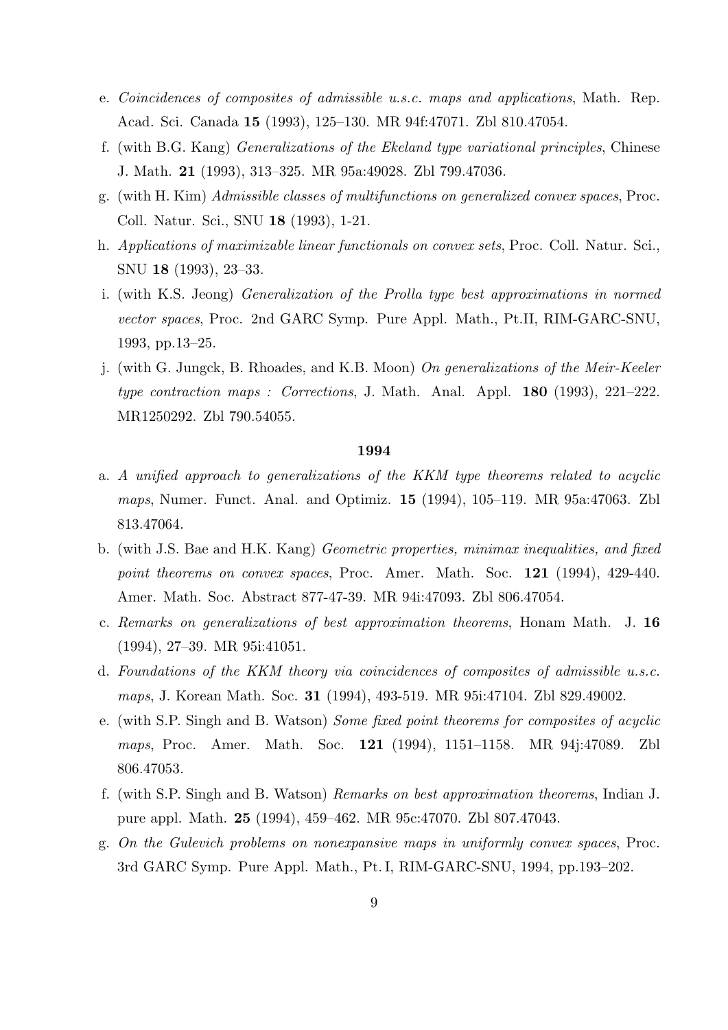e. *Coincidences of composites of admissible u.s.c. maps and applications*, Math. Rep. Acad. Sci. Canada **15** (1993), 125–130. MR 94f:47071. Zbl 810.47054.

f. (with B.G. Kang) *Generalizations of the Ekeland type variational principles*, Chinese J. Math. **21** (1993), 313–325. MR 95a:49028. Zbl 799.47036.

g. (with H. Kim) *Admissible classes of multifunctions on generalized convex spaces*, Proc. Coll. Natur. Sci., SNU **18** (1993), 1-21.

h. *Applications of maximizable linear functionals on convex sets*, Proc. Coll. Natur. Sci., SNU **18** (1993), 23–33.

i. (with K.S. Jeong) *Generalization of the Prolla type best approximations in normed vector spaces*, Proc. 2nd GARC Symp. Pure Appl. Math., Pt.II, RIM-GARC-SNU, 1993, pp.13–25.

j. (with G. Jungck, B. Rhoades, and K.B. Moon) *On generalizations of the Meir-Keeler type contraction maps : Corrections*, J. Math. Anal. Appl. **180** (1993), 221–222. MR1250292. Zbl 790.54055.

**1994**

a. *A unified approach to generalizations of the KKM type theorems related to acyclic maps*, Numer. Funct. Anal. and Optimiz. **15** (1994), 105–119. MR 95a:47063. Zbl 813.47064.

b. (with J.S. Bae and H.K. Kang) *Geometric properties, minimax inequalities, and fixed point theorems on convex spaces*, Proc. Amer. Math. Soc. **121** (1994), 429-440. Amer. Math. Soc. Abstract 877-47-39. MR 94i:47093. Zbl 806.47054.

c. *Remarks on generalizations of best approximation theorems*, Honam Math. J. **16** (1994), 27–39. MR 95i:41051.

d. *Foundations of the KKM theory via coincidences of composites of admissible u.s.c. maps*, J. Korean Math. Soc. **31** (1994), 493-519. MR 95i:47104. Zbl 829.49002.

e. (with S.P. Singh and B. Watson) *Some fixed point theorems for composites of acyclic maps*, Proc. Amer. Math. Soc. **121** (1994), 1151–1158. MR 94j:47089. Zbl 806.47053.

f. (with S.P. Singh and B. Watson) *Remarks on best approximation theorems*, Indian J. pure appl. Math. **25** (1994), 459–462. MR 95c:47070. Zbl 807.47043.

g. *On the Gulevich problems on nonexpansive maps in uniformly convex spaces*, Proc. 3rd GARC Symp. Pure Appl. Math., Pt. I, RIM-GARC-SNU, 1994, pp.193–202.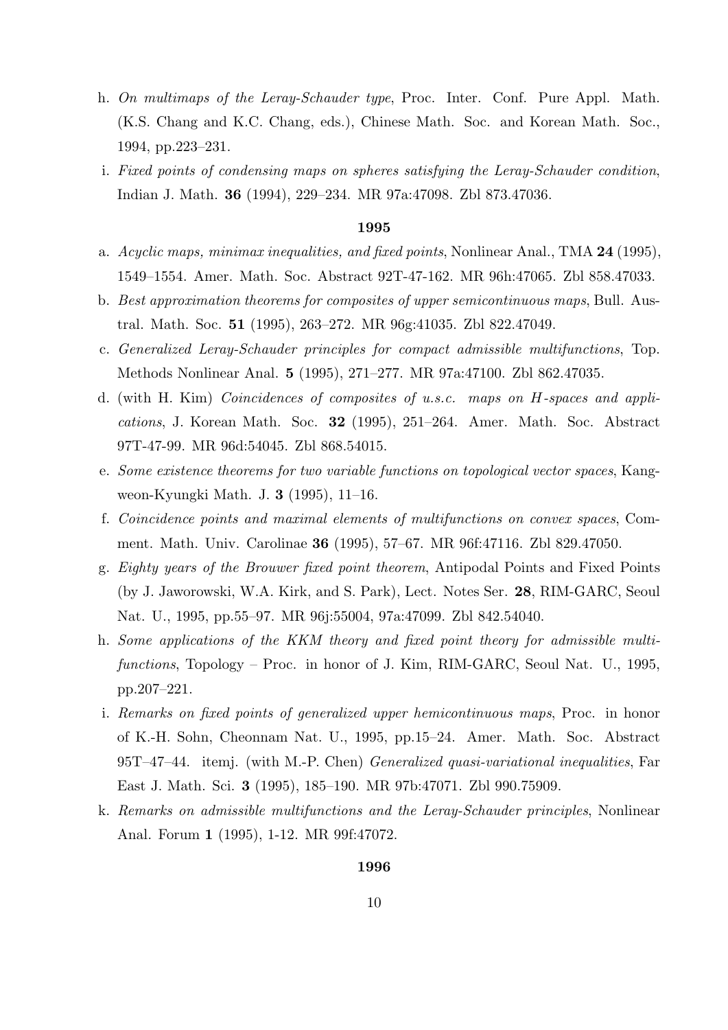h. *On multimaps of the Leray-Schauder type*, Proc. Inter. Conf. Pure Appl. Math. (K.S. Chang and K.C. Chang, eds.), Chinese Math. Soc. and Korean Math. Soc., 1994, pp.223–231.

i. *Fixed points of condensing maps on spheres satisfying the Leray-Schauder condition*, Indian J. Math. **36** (1994), 229–234. MR 97a:47098. Zbl 873.47036.

**1995**

a. *Acyclic maps, minimax inequalities, and fixed points*, Nonlinear Anal., TMA **24** (1995), 1549–1554. Amer. Math. Soc. Abstract 92T-47-162. MR 96h:47065. Zbl 858.47033.

b. *Best approximation theorems for composites of upper semicontinuous maps*, Bull. Austral. Math. Soc. **51** (1995), 263–272. MR 96g:41035. Zbl 822.47049.

c. *Generalized Leray-Schauder principles for compact admissible multifunctions*, Top. Methods Nonlinear Anal. **5** (1995), 271–277. MR 97a:47100. Zbl 862.47035.

d. (with H. Kim) *Coincidences of composites of u.s.c. maps on $H$-spaces and applications*, J. Korean Math. Soc. **32** (1995), 251–264. Amer. Math. Soc. Abstract 97T-47-99. MR 96d:54045. Zbl 868.54015.

e. *Some existence theorems for two variable functions on topological vector spaces*, Kangweon-Kyungki Math. J. **3** (1995), 11–16.

f. *Coincidence points and maximal elements of multifunctions on convex spaces*, Comment. Math. Univ. Carolinae **36** (1995), 57–67. MR 96f:47116. Zbl 829.47050.

g. *Eighty years of the Brouwer fixed point theorem*, Antipodal Points and Fixed Points (by J. Jaworowski, W.A. Kirk, and S. Park), Lect. Notes Ser. **28**, RIM-GARC, Seoul Nat. U., 1995, pp.55–97. MR 96j:55004, 97a:47099. Zbl 842.54040.

h. *Some applications of the KKM theory and fixed point theory for admissible multifunctions*, Topology – Proc. in honor of J. Kim, RIM-GARC, Seoul Nat. U., 1995, pp.207–221.

i. *Remarks on fixed points of generalized upper hemicontinuous maps*, Proc. in honor of K.-H. Sohn, Cheonnam Nat. U., 1995, pp.15–24. Amer. Math. Soc. Abstract 95T–47–44. itemj. (with M.-P. Chen) *Generalized quasi-variational inequalities*, Far East J. Math. Sci. **3** (1995), 185–190. MR 97b:47071. Zbl 990.75909.

k. *Remarks on admissible multifunctions and the Leray-Schauder principles*, Nonlinear Anal. Forum **1** (1995), 1-12. MR 99f:47072.

**1996**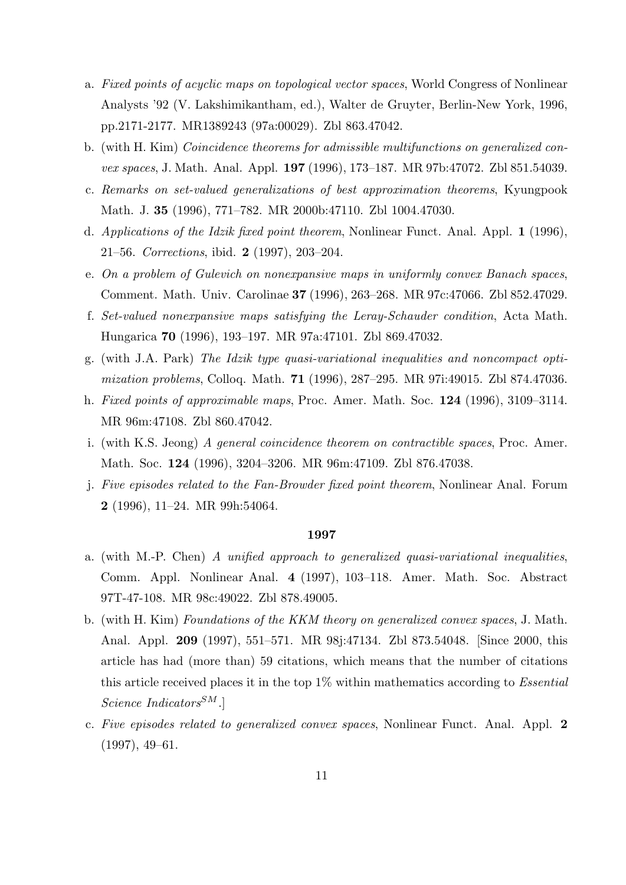a. *Fixed points of acyclic maps on topological vector spaces*, World Congress of Nonlinear Analysts '92 (V. Lakshimikantham, ed.), Walter de Gruyter, Berlin-New York, 1996, pp.2171-2177. MR1389243 (97a:00029). Zbl 863.47042.

b. (with H. Kim) *Coincidence theorems for admissible multifunctions on generalized convex spaces*, J. Math. Anal. Appl. **197** (1996), 173–187. MR 97b:47072. Zbl 851.54039.

c. *Remarks on set-valued generalizations of best approximation theorems*, Kyungpook Math. J. **35** (1996), 771–782. MR 2000b:47110. Zbl 1004.47030.

d. *Applications of the Idzik fixed point theorem*, Nonlinear Funct. Anal. Appl. **1** (1996), 21–56. *Corrections*, ibid. **2** (1997), 203–204.

e. *On a problem of Gulevich on nonexpansive maps in uniformly convex Banach spaces*, Comment. Math. Univ. Carolinae **37** (1996), 263–268. MR 97c:47066. Zbl 852.47029.

f. *Set-valued nonexpansive maps satisfying the Leray-Schauder condition*, Acta Math. Hungarica **70** (1996), 193–197. MR 97a:47101. Zbl 869.47032.

g. (with J.A. Park) *The Idzik type quasi-variational inequalities and noncompact optimization problems*, Colloq. Math. **71** (1996), 287–295. MR 97i:49015. Zbl 874.47036.

h. *Fixed points of approximable maps*, Proc. Amer. Math. Soc. **124** (1996), 3109–3114. MR 96m:47108. Zbl 860.47042.

i. (with K.S. Jeong) *A general coincidence theorem on contractible spaces*, Proc. Amer. Math. Soc. **124** (1996), 3204–3206. MR 96m:47109. Zbl 876.47038.

j. *Five episodes related to the Fan-Browder fixed point theorem*, Nonlinear Anal. Forum **2** (1996), 11–24. MR 99h:54064.

**1997**

a. (with M.-P. Chen) *A unified approach to generalized quasi-variational inequalities*, Comm. Appl. Nonlinear Anal. **4** (1997), 103–118. Amer. Math. Soc. Abstract 97T-47-108. MR 98c:49022. Zbl 878.49005.

b. (with H. Kim) *Foundations of the KKM theory on generalized convex spaces*, J. Math. Anal. Appl. **209** (1997), 551–571. MR 98j:47134. Zbl 873.54048. [Since 2000, this article has had (more than) 59 citations, which means that the number of citations this article received places it in the top 1% within mathematics according to *Essential Science Indicators*$^{SM}$.]

c. *Five episodes related to generalized convex spaces*, Nonlinear Funct. Anal. Appl. **2** (1997), 49–61.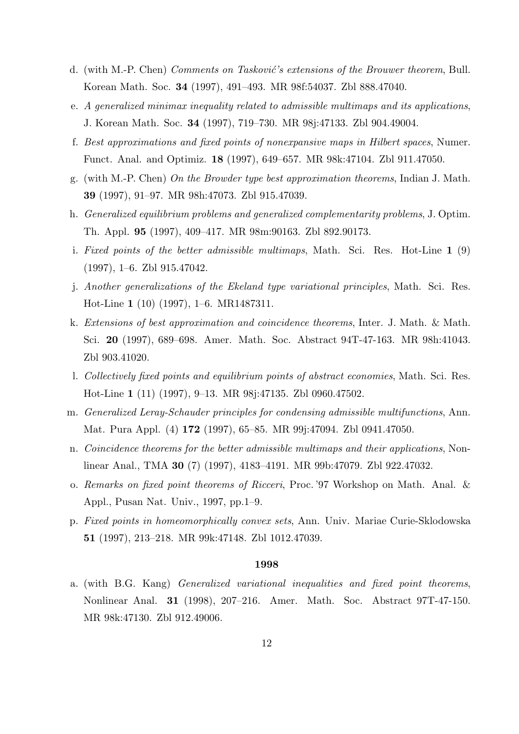d. (with M.-P. Chen) *Comments on Tasković's extensions of the Brouwer theorem*, Bull. Korean Math. Soc. **34** (1997), 491–493. MR 98f:54037. Zbl 888.47040.

e. *A generalized minimax inequality related to admissible multimaps and its applications*, J. Korean Math. Soc. **34** (1997), 719–730. MR 98j:47133. Zbl 904.49004.

f. *Best approximations and fixed points of nonexpansive maps in Hilbert spaces*, Numer. Funct. Anal. and Optimiz. **18** (1997), 649–657. MR 98k:47104. Zbl 911.47050.

g. (with M.-P. Chen) *On the Browder type best approximation theorems*, Indian J. Math. **39** (1997), 91–97. MR 98h:47073. Zbl 915.47039.

h. *Generalized equilibrium problems and generalized complementarity problems*, J. Optim. Th. Appl. **95** (1997), 409–417. MR 98m:90163. Zbl 892.90173.

i. *Fixed points of the better admissible multimaps*, Math. Sci. Res. Hot-Line **1** (9) (1997), 1–6. Zbl 915.47042.

j. *Another generalizations of the Ekeland type variational principles*, Math. Sci. Res. Hot-Line **1** (10) (1997), 1–6. MR1487311.

k. *Extensions of best approximation and coincidence theorems*, Inter. J. Math. & Math. Sci. **20** (1997), 689–698. Amer. Math. Soc. Abstract 94T-47-163. MR 98h:41043. Zbl 903.41020.

l. *Collectively fixed points and equilibrium points of abstract economies*, Math. Sci. Res. Hot-Line **1** (11) (1997), 9–13. MR 98j:47135. Zbl 0960.47502.

m. *Generalized Leray-Schauder principles for condensing admissible multifunctions*, Ann. Mat. Pura Appl. (4) **172** (1997), 65–85. MR 99j:47094. Zbl 0941.47050.

n. *Coincidence theorems for the better admissible multimaps and their applications*, Nonlinear Anal., TMA **30** (7) (1997), 4183–4191. MR 99b:47079. Zbl 922.47032.

o. *Remarks on fixed point theorems of Ricceri*, Proc. '97 Workshop on Math. Anal. & Appl., Pusan Nat. Univ., 1997, pp.1–9.

p. *Fixed points in homeomorphically convex sets*, Ann. Univ. Mariae Curie-Sklodowska **51** (1997), 213–218. MR 99k:47148. Zbl 1012.47039.

**1998**

a. (with B.G. Kang) *Generalized variational inequalities and fixed point theorems*, Nonlinear Anal. **31** (1998), 207–216. Amer. Math. Soc. Abstract 97T-47-150. MR 98k:47130. Zbl 912.49006.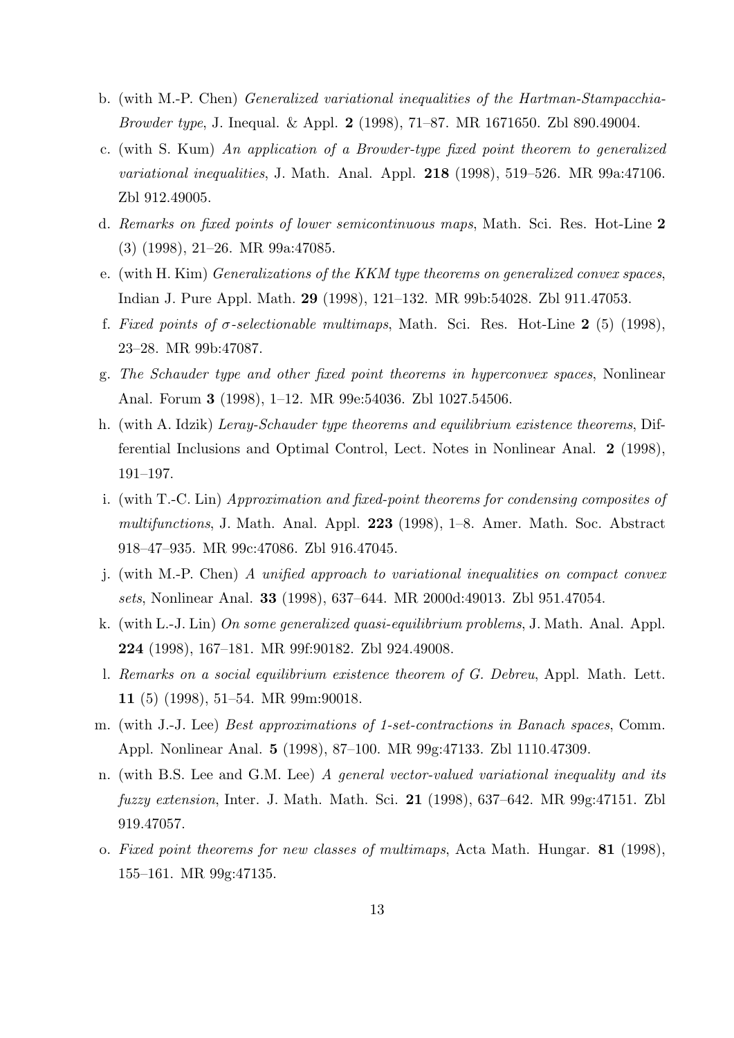b. (with M.-P. Chen) *Generalized variational inequalities of the Hartman-Stampacchia-Browder type*, J. Inequal. & Appl. **2** (1998), 71–87. MR 1671650. Zbl 890.49004.

c. (with S. Kum) *An application of a Browder-type fixed point theorem to generalized variational inequalities*, J. Math. Anal. Appl. **218** (1998), 519–526. MR 99a:47106. Zbl 912.49005.

d. *Remarks on fixed points of lower semicontinuous maps*, Math. Sci. Res. Hot-Line **2** (3) (1998), 21–26. MR 99a:47085.

e. (with H. Kim) *Generalizations of the KKM type theorems on generalized convex spaces*, Indian J. Pure Appl. Math. **29** (1998), 121–132. MR 99b:54028. Zbl 911.47053.

f. *Fixed points of $\sigma$-selectionable multimaps*, Math. Sci. Res. Hot-Line **2** (5) (1998), 23–28. MR 99b:47087.

g. *The Schauder type and other fixed point theorems in hyperconvex spaces*, Nonlinear Anal. Forum **3** (1998), 1–12. MR 99e:54036. Zbl 1027.54506.

h. (with A. Idzik) *Leray-Schauder type theorems and equilibrium existence theorems*, Differential Inclusions and Optimal Control, Lect. Notes in Nonlinear Anal. **2** (1998), 191–197.

i. (with T.-C. Lin) *Approximation and fixed-point theorems for condensing composites of multifunctions*, J. Math. Anal. Appl. **223** (1998), 1–8. Amer. Math. Soc. Abstract 918–47–935. MR 99c:47086. Zbl 916.47045.

j. (with M.-P. Chen) *A unified approach to variational inequalities on compact convex sets*, Nonlinear Anal. **33** (1998), 637–644. MR 2000d:49013. Zbl 951.47054.

k. (with L.-J. Lin) *On some generalized quasi-equilibrium problems*, J. Math. Anal. Appl. **224** (1998), 167–181. MR 99f:90182. Zbl 924.49008.

l. *Remarks on a social equilibrium existence theorem of G. Debreu*, Appl. Math. Lett. **11** (5) (1998), 51–54. MR 99m:90018.

m. (with J.-J. Lee) *Best approximations of 1-set-contractions in Banach spaces*, Comm. Appl. Nonlinear Anal. **5** (1998), 87–100. MR 99g:47133. Zbl 1110.47309.

n. (with B.S. Lee and G.M. Lee) *A general vector-valued variational inequality and its fuzzy extension*, Inter. J. Math. Math. Sci. **21** (1998), 637–642. MR 99g:47151. Zbl 919.47057.

o. *Fixed point theorems for new classes of multimaps*, Acta Math. Hungar. **81** (1998), 155–161. MR 99g:47135.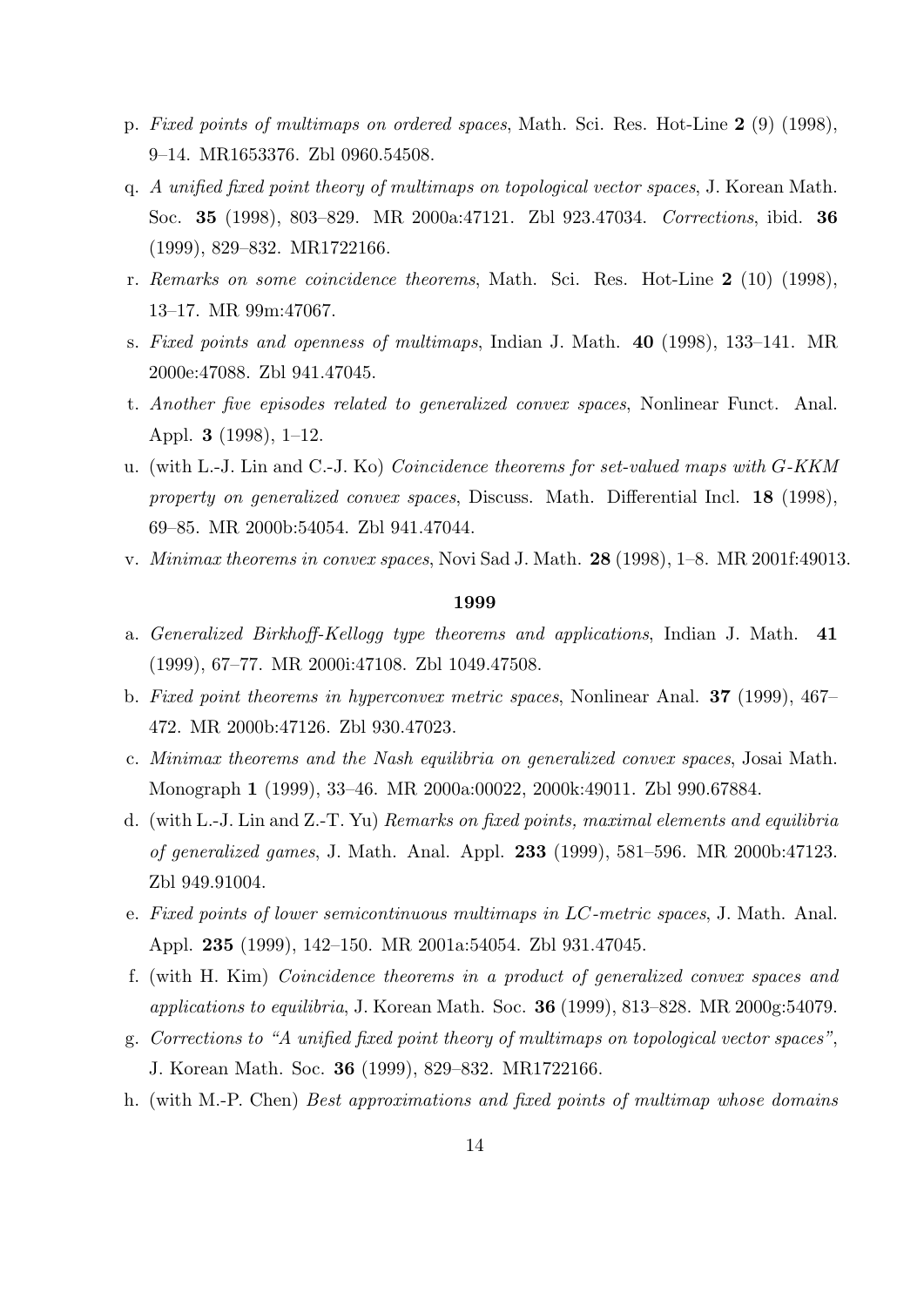p. *Fixed points of multimaps on ordered spaces*, Math. Sci. Res. Hot-Line **2** (9) (1998), 9–14. MR1653376. Zbl 0960.54508.

q. *A unified fixed point theory of multimaps on topological vector spaces*, J. Korean Math. Soc. **35** (1998), 803–829. MR 2000a:47121. Zbl 923.47034. *Corrections*, ibid. **36** (1999), 829–832. MR1722166.

r. *Remarks on some coincidence theorems*, Math. Sci. Res. Hot-Line **2** (10) (1998), 13–17. MR 99m:47067.

s. *Fixed points and openness of multimaps*, Indian J. Math. **40** (1998), 133–141. MR 2000e:47088. Zbl 941.47045.

t. *Another five episodes related to generalized convex spaces*, Nonlinear Funct. Anal. Appl. **3** (1998), 1–12.

u. (with L.-J. Lin and C.-J. Ko) *Coincidence theorems for set-valued maps with G-KKM property on generalized convex spaces*, Discuss. Math. Differential Incl. **18** (1998), 69–85. MR 2000b:54054. Zbl 941.47044.

v. *Minimax theorems in convex spaces*, Novi Sad J. Math. **28** (1998), 1–8. MR 2001f:49013.

**1999**

a. *Generalized Birkhoff-Kellogg type theorems and applications*, Indian J. Math. **41** (1999), 67–77. MR 2000i:47108. Zbl 1049.47508.

b. *Fixed point theorems in hyperconvex metric spaces*, Nonlinear Anal. **37** (1999), 467–472. MR 2000b:47126. Zbl 930.47023.

c. *Minimax theorems and the Nash equilibria on generalized convex spaces*, Josai Math. Monograph **1** (1999), 33–46. MR 2000a:00022, 2000k:49011. Zbl 990.67884.

d. (with L.-J. Lin and Z.-T. Yu) *Remarks on fixed points, maximal elements and equilibria of generalized games*, J. Math. Anal. Appl. **233** (1999), 581–596. MR 2000b:47123. Zbl 949.91004.

e. *Fixed points of lower semicontinuous multimaps in LC-metric spaces*, J. Math. Anal. Appl. **235** (1999), 142–150. MR 2001a:54054. Zbl 931.47045.

f. (with H. Kim) *Coincidence theorems in a product of generalized convex spaces and applications to equilibria*, J. Korean Math. Soc. **36** (1999), 813–828. MR 2000g:54079.

g. *Corrections to "A unified fixed point theory of multimaps on topological vector spaces"*, J. Korean Math. Soc. **36** (1999), 829–832. MR1722166.

h. (with M.-P. Chen) *Best approximations and fixed points of multimap whose domains*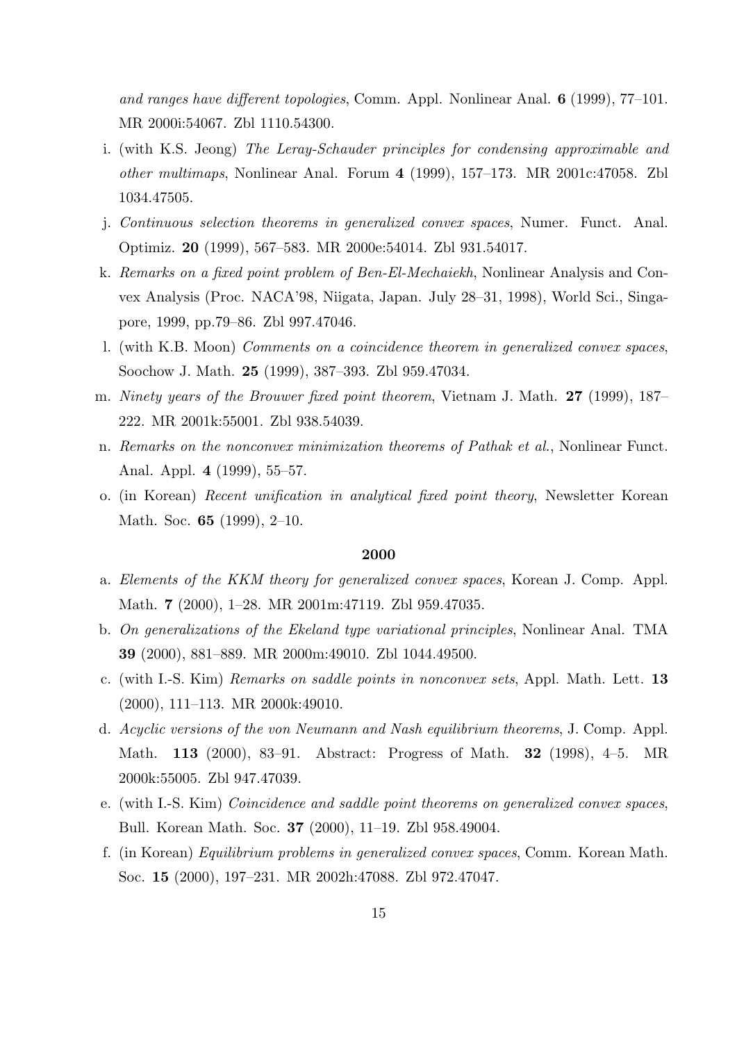*and ranges have different topologies*, Comm. Appl. Nonlinear Anal. **6** (1999), 77–101. MR 2000i:54067. Zbl 1110.54300.

i. (with K.S. Jeong) *The Leray-Schauder principles for condensing approximable and other multimaps*, Nonlinear Anal. Forum **4** (1999), 157–173. MR 2001c:47058. Zbl 1034.47505.

j. *Continuous selection theorems in generalized convex spaces*, Numer. Funct. Anal. Optimiz. **20** (1999), 567–583. MR 2000e:54014. Zbl 931.54017.

k. *Remarks on a fixed point problem of Ben-El-Mechaiekh*, Nonlinear Analysis and Convex Analysis (Proc. NACA'98, Niigata, Japan. July 28–31, 1998), World Sci., Singapore, 1999, pp.79–86. Zbl 997.47046.

l. (with K.B. Moon) *Comments on a coincidence theorem in generalized convex spaces*, Soochow J. Math. **25** (1999), 387–393. Zbl 959.47034.

m. *Ninety years of the Brouwer fixed point theorem*, Vietnam J. Math. **27** (1999), 187–222. MR 2001k:55001. Zbl 938.54039.

n. *Remarks on the nonconvex minimization theorems of Pathak et al.*, Nonlinear Funct. Anal. Appl. **4** (1999), 55–57.

o. (in Korean) *Recent unification in analytical fixed point theory*, Newsletter Korean Math. Soc. **65** (1999), 2–10.

**2000**

a. *Elements of the KKM theory for generalized convex spaces*, Korean J. Comp. Appl. Math. **7** (2000), 1–28. MR 2001m:47119. Zbl 959.47035.

b. *On generalizations of the Ekeland type variational principles*, Nonlinear Anal. TMA **39** (2000), 881–889. MR 2000m:49010. Zbl 1044.49500.

c. (with I.-S. Kim) *Remarks on saddle points in nonconvex sets*, Appl. Math. Lett. **13** (2000), 111–113. MR 2000k:49010.

d. *Acyclic versions of the von Neumann and Nash equilibrium theorems*, J. Comp. Appl. Math. **113** (2000), 83–91. Abstract: Progress of Math. **32** (1998), 4–5. MR 2000k:55005. Zbl 947.47039.

e. (with I.-S. Kim) *Coincidence and saddle point theorems on generalized convex spaces*, Bull. Korean Math. Soc. **37** (2000), 11–19. Zbl 958.49004.

f. (in Korean) *Equilibrium problems in generalized convex spaces*, Comm. Korean Math. Soc. **15** (2000), 197–231. MR 2002h:47088. Zbl 972.47047.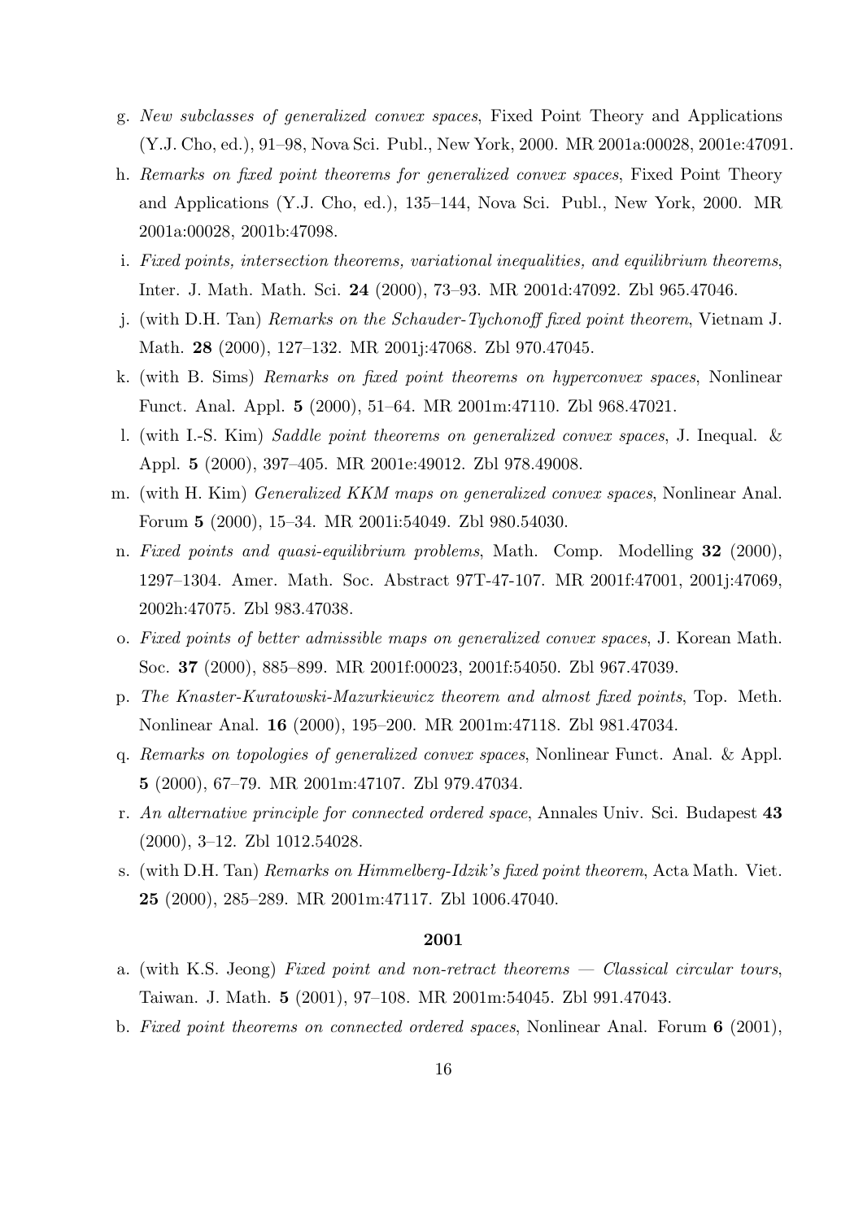g. *New subclasses of generalized convex spaces*, Fixed Point Theory and Applications (Y.J. Cho, ed.), 91–98, Nova Sci. Publ., New York, 2000. MR 2001a:00028, 2001e:47091.

h. *Remarks on fixed point theorems for generalized convex spaces*, Fixed Point Theory and Applications (Y.J. Cho, ed.), 135–144, Nova Sci. Publ., New York, 2000. MR 2001a:00028, 2001b:47098.

i. *Fixed points, intersection theorems, variational inequalities, and equilibrium theorems*, Inter. J. Math. Math. Sci. **24** (2000), 73–93. MR 2001d:47092. Zbl 965.47046.

j. (with D.H. Tan) *Remarks on the Schauder-Tychonoff fixed point theorem*, Vietnam J. Math. **28** (2000), 127–132. MR 2001j:47068. Zbl 970.47045.

k. (with B. Sims) *Remarks on fixed point theorems on hyperconvex spaces*, Nonlinear Funct. Anal. Appl. **5** (2000), 51–64. MR 2001m:47110. Zbl 968.47021.

l. (with I.-S. Kim) *Saddle point theorems on generalized convex spaces*, J. Inequal. & Appl. **5** (2000), 397–405. MR 2001e:49012. Zbl 978.49008.

m. (with H. Kim) *Generalized KKM maps on generalized convex spaces*, Nonlinear Anal. Forum **5** (2000), 15–34. MR 2001i:54049. Zbl 980.54030.

n. *Fixed points and quasi-equilibrium problems*, Math. Comp. Modelling **32** (2000), 1297–1304. Amer. Math. Soc. Abstract 97T-47-107. MR 2001f:47001, 2001j:47069, 2002h:47075. Zbl 983.47038.

o. *Fixed points of better admissible maps on generalized convex spaces*, J. Korean Math. Soc. **37** (2000), 885–899. MR 2001f:00023, 2001f:54050. Zbl 967.47039.

p. *The Knaster-Kuratowski-Mazurkiewicz theorem and almost fixed points*, Top. Meth. Nonlinear Anal. **16** (2000), 195–200. MR 2001m:47118. Zbl 981.47034.

q. *Remarks on topologies of generalized convex spaces*, Nonlinear Funct. Anal. & Appl. **5** (2000), 67–79. MR 2001m:47107. Zbl 979.47034.

r. *An alternative principle for connected ordered space*, Annales Univ. Sci. Budapest **43** (2000), 3–12. Zbl 1012.54028.

s. (with D.H. Tan) *Remarks on Himmelberg-Idzik's fixed point theorem*, Acta Math. Viet. **25** (2000), 285–289. MR 2001m:47117. Zbl 1006.47040.

**2001**

a. (with K.S. Jeong) *Fixed point and non-retract theorems — Classical circular tours*, Taiwan. J. Math. **5** (2001), 97–108. MR 2001m:54045. Zbl 991.47043.

b. *Fixed point theorems on connected ordered spaces*, Nonlinear Anal. Forum **6** (2001),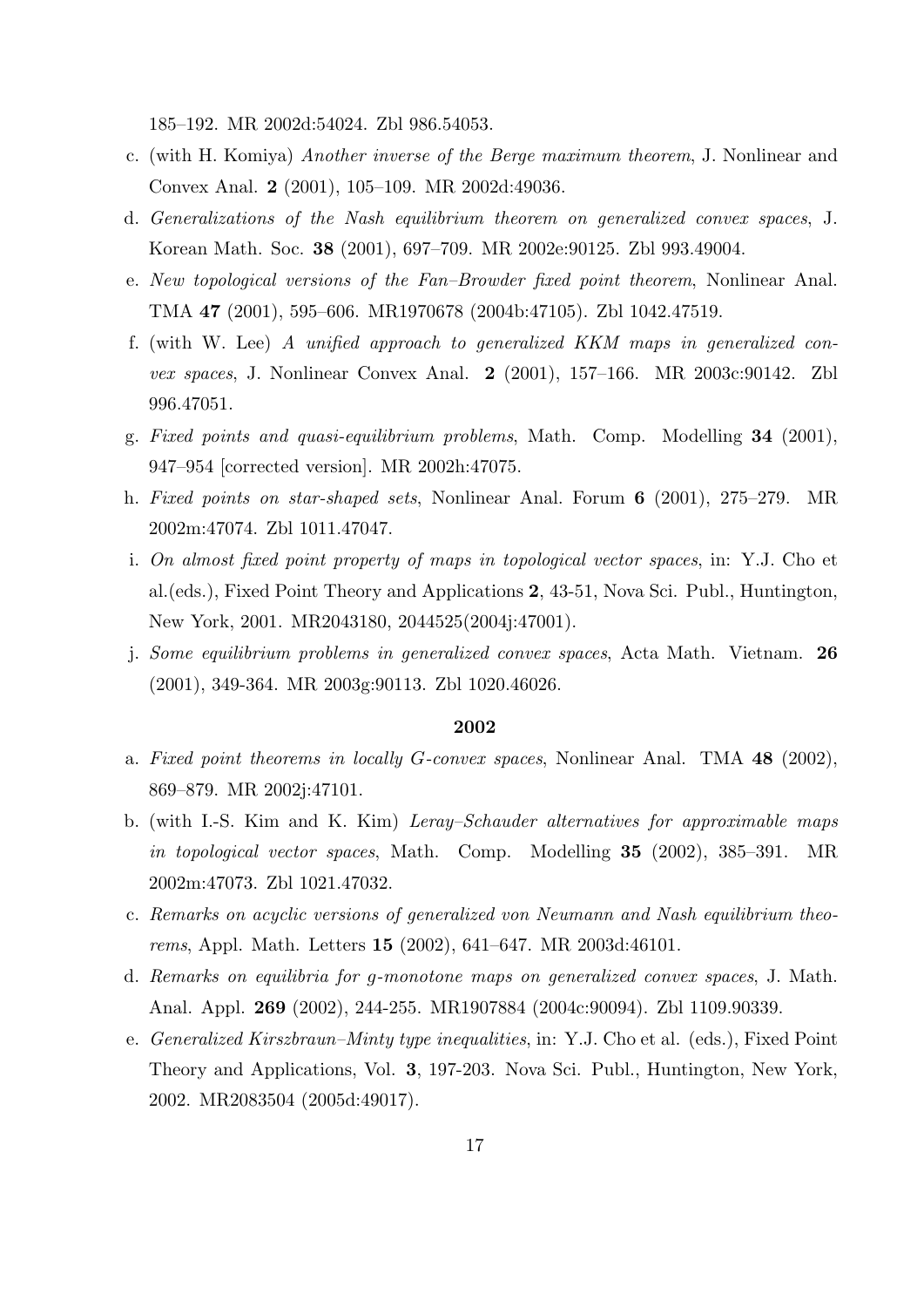185–192. MR 2002d:54024. Zbl 986.54053.

c. (with H. Komiya) *Another inverse of the Berge maximum theorem*, J. Nonlinear and Convex Anal. **2** (2001), 105–109. MR 2002d:49036.

d. *Generalizations of the Nash equilibrium theorem on generalized convex spaces*, J. Korean Math. Soc. **38** (2001), 697–709. MR 2002e:90125. Zbl 993.49004.

e. *New topological versions of the Fan–Browder fixed point theorem*, Nonlinear Anal. TMA **47** (2001), 595–606. MR1970678 (2004b:47105). Zbl 1042.47519.

f. (with W. Lee) *A unified approach to generalized KKM maps in generalized convex spaces*, J. Nonlinear Convex Anal. **2** (2001), 157–166. MR 2003c:90142. Zbl 996.47051.

g. *Fixed points and quasi-equilibrium problems*, Math. Comp. Modelling **34** (2001), 947–954 [corrected version]. MR 2002h:47075.

h. *Fixed points on star-shaped sets*, Nonlinear Anal. Forum **6** (2001), 275–279. MR 2002m:47074. Zbl 1011.47047.

i. *On almost fixed point property of maps in topological vector spaces*, in: Y.J. Cho et al.(eds.), Fixed Point Theory and Applications **2**, 43-51, Nova Sci. Publ., Huntington, New York, 2001. MR2043180, 2044525(2004j:47001).

j. *Some equilibrium problems in generalized convex spaces*, Acta Math. Vietnam. **26** (2001), 349-364. MR 2003g:90113. Zbl 1020.46026.

**2002**

a. *Fixed point theorems in locally G-convex spaces*, Nonlinear Anal. TMA **48** (2002), 869–879. MR 2002j:47101.

b. (with I.-S. Kim and K. Kim) *Leray–Schauder alternatives for approximable maps in topological vector spaces*, Math. Comp. Modelling **35** (2002), 385–391. MR 2002m:47073. Zbl 1021.47032.

c. *Remarks on acyclic versions of generalized von Neumann and Nash equilibrium theorems*, Appl. Math. Letters **15** (2002), 641–647. MR 2003d:46101.

d. *Remarks on equilibria for g-monotone maps on generalized convex spaces*, J. Math. Anal. Appl. **269** (2002), 244-255. MR1907884 (2004c:90094). Zbl 1109.90339.

e. *Generalized Kirszbraun–Minty type inequalities*, in: Y.J. Cho et al. (eds.), Fixed Point Theory and Applications, Vol. **3**, 197-203. Nova Sci. Publ., Huntington, New York, 2002. MR2083504 (2005d:49017).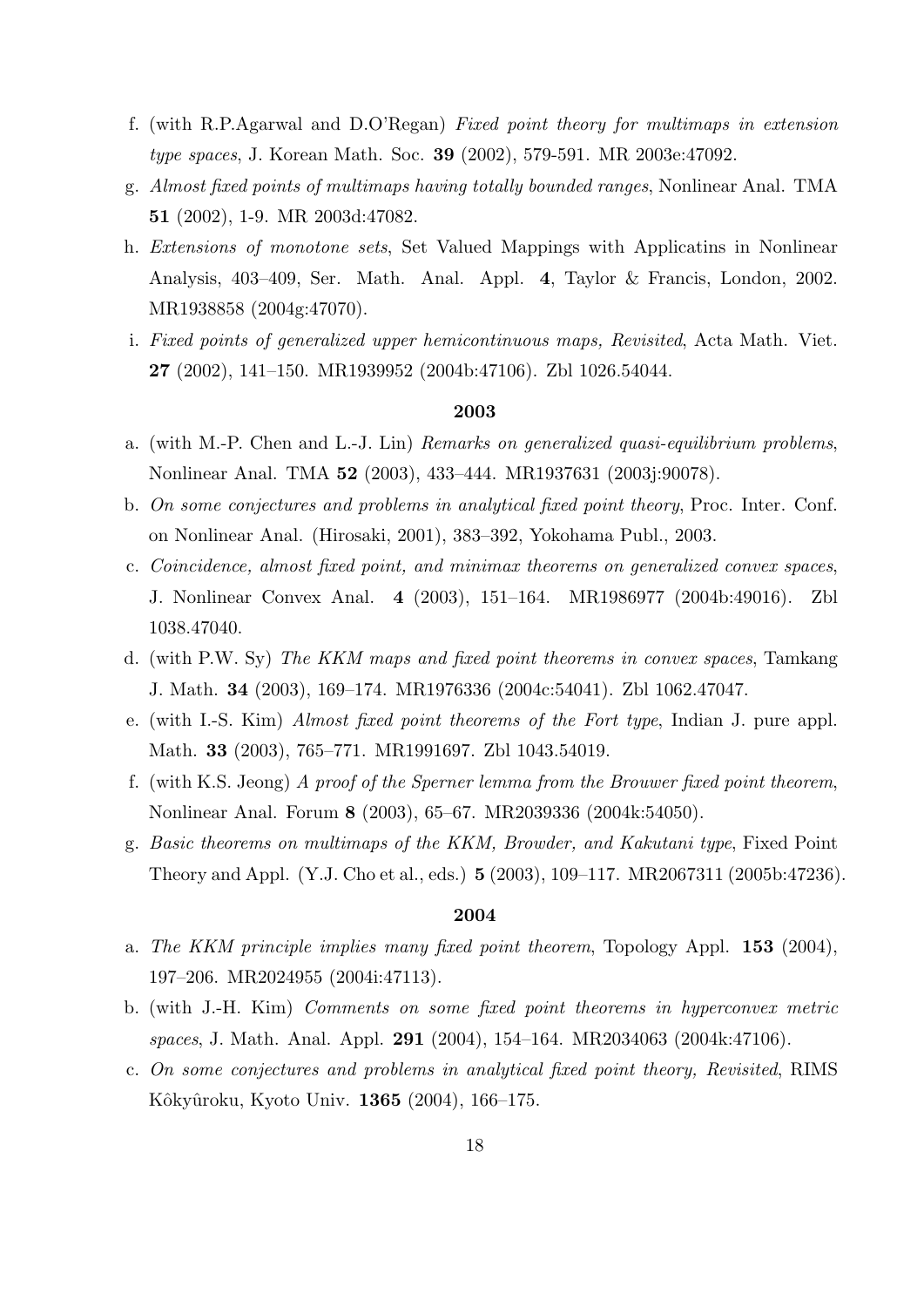f. (with R.P.Agarwal and D.O'Regan) *Fixed point theory for multimaps in extension type spaces*, J. Korean Math. Soc. **39** (2002), 579-591. MR 2003e:47092.

g. *Almost fixed points of multimaps having totally bounded ranges*, Nonlinear Anal. TMA **51** (2002), 1-9. MR 2003d:47082.

h. *Extensions of monotone sets*, Set Valued Mappings with Applicatins in Nonlinear Analysis, 403–409, Ser. Math. Anal. Appl. **4**, Taylor & Francis, London, 2002. MR1938858 (2004g:47070).

i. *Fixed points of generalized upper hemicontinuous maps, Revisited*, Acta Math. Viet. **27** (2002), 141–150. MR1939952 (2004b:47106). Zbl 1026.54044.

**2003**

a. (with M.-P. Chen and L.-J. Lin) *Remarks on generalized quasi-equilibrium problems*, Nonlinear Anal. TMA **52** (2003), 433–444. MR1937631 (2003j:90078).

b. *On some conjectures and problems in analytical fixed point theory*, Proc. Inter. Conf. on Nonlinear Anal. (Hirosaki, 2001), 383–392, Yokohama Publ., 2003.

c. *Coincidence, almost fixed point, and minimax theorems on generalized convex spaces*, J. Nonlinear Convex Anal. **4** (2003), 151–164. MR1986977 (2004b:49016). Zbl 1038.47040.

d. (with P.W. Sy) *The KKM maps and fixed point theorems in convex spaces*, Tamkang J. Math. **34** (2003), 169–174. MR1976336 (2004c:54041). Zbl 1062.47047.

e. (with I.-S. Kim) *Almost fixed point theorems of the Fort type*, Indian J. pure appl. Math. **33** (2003), 765–771. MR1991697. Zbl 1043.54019.

f. (with K.S. Jeong) *A proof of the Sperner lemma from the Brouwer fixed point theorem*, Nonlinear Anal. Forum **8** (2003), 65–67. MR2039336 (2004k:54050).

g. *Basic theorems on multimaps of the KKM, Browder, and Kakutani type*, Fixed Point Theory and Appl. (Y.J. Cho et al., eds.) **5** (2003), 109–117. MR2067311 (2005b:47236).

**2004**

a. *The KKM principle implies many fixed point theorem*, Topology Appl. **153** (2004), 197–206. MR2024955 (2004i:47113).

b. (with J.-H. Kim) *Comments on some fixed point theorems in hyperconvex metric spaces*, J. Math. Anal. Appl. **291** (2004), 154–164. MR2034063 (2004k:47106).

c. *On some conjectures and problems in analytical fixed point theory, Revisited*, RIMS Kôkyûroku, Kyoto Univ. **1365** (2004), 166–175.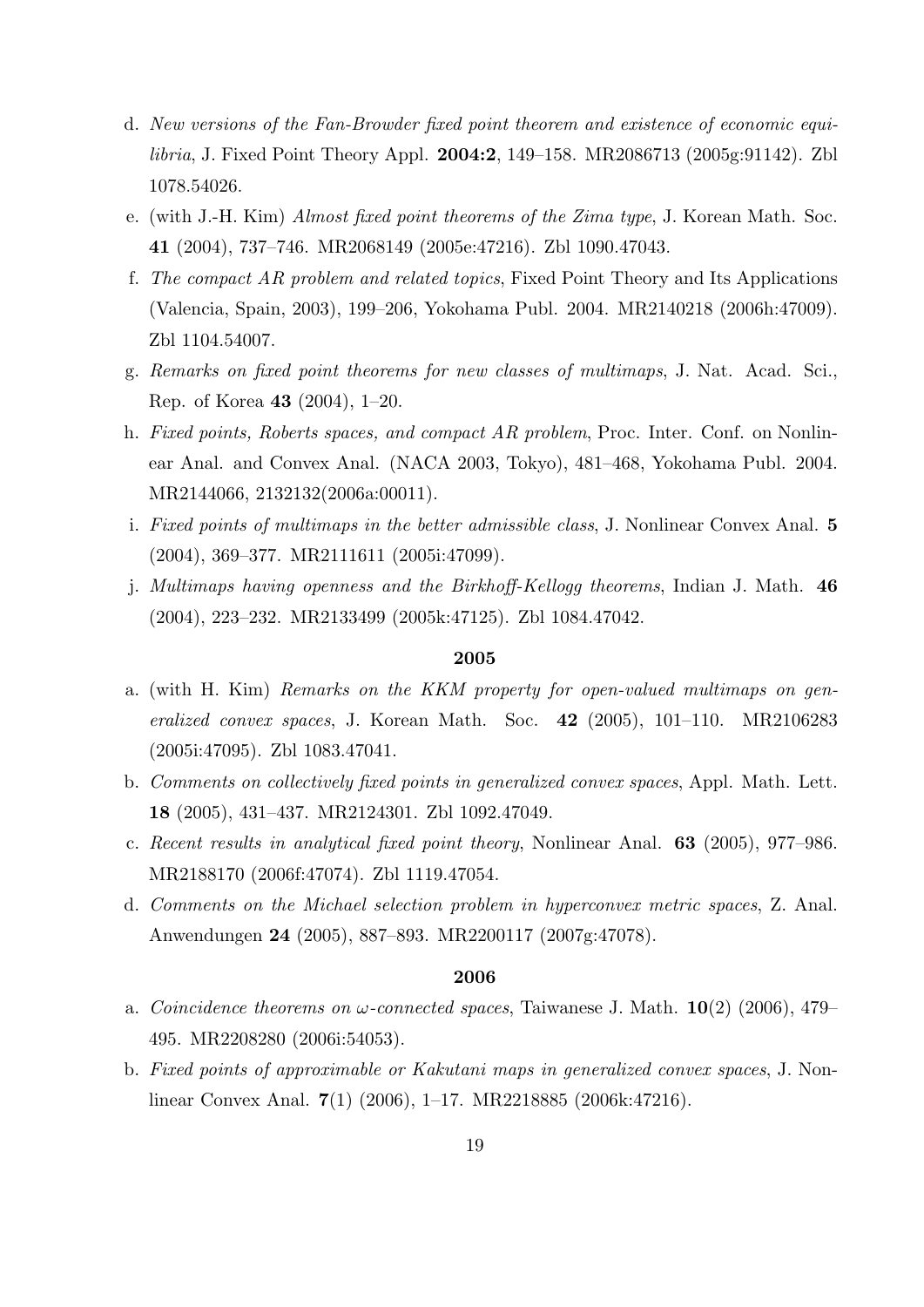d. *New versions of the Fan-Browder fixed point theorem and existence of economic equilibria*, J. Fixed Point Theory Appl. **2004:2**, 149–158. MR2086713 (2005g:91142). Zbl 1078.54026.

e. (with J.-H. Kim) *Almost fixed point theorems of the Zima type*, J. Korean Math. Soc. **41** (2004), 737–746. MR2068149 (2005e:47216). Zbl 1090.47043.

f. *The compact AR problem and related topics*, Fixed Point Theory and Its Applications (Valencia, Spain, 2003), 199–206, Yokohama Publ. 2004. MR2140218 (2006h:47009). Zbl 1104.54007.

g. *Remarks on fixed point theorems for new classes of multimaps*, J. Nat. Acad. Sci., Rep. of Korea **43** (2004), 1–20.

h. *Fixed points, Roberts spaces, and compact AR problem*, Proc. Inter. Conf. on Nonlinear Anal. and Convex Anal. (NACA 2003, Tokyo), 481–468, Yokohama Publ. 2004. MR2144066, 2132132(2006a:00011).

i. *Fixed points of multimaps in the better admissible class*, J. Nonlinear Convex Anal. **5** (2004), 369–377. MR2111611 (2005i:47099).

j. *Multimaps having openness and the Birkhoff-Kellogg theorems*, Indian J. Math. **46** (2004), 223–232. MR2133499 (2005k:47125). Zbl 1084.47042.

**2005**

a. (with H. Kim) *Remarks on the KKM property for open-valued multimaps on generalized convex spaces*, J. Korean Math. Soc. **42** (2005), 101–110. MR2106283 (2005i:47095). Zbl 1083.47041.

b. *Comments on collectively fixed points in generalized convex spaces*, Appl. Math. Lett. **18** (2005), 431–437. MR2124301. Zbl 1092.47049.

c. *Recent results in analytical fixed point theory*, Nonlinear Anal. **63** (2005), 977–986. MR2188170 (2006f:47074). Zbl 1119.47054.

d. *Comments on the Michael selection problem in hyperconvex metric spaces*, Z. Anal. Anwendungen **24** (2005), 887–893. MR2200117 (2007g:47078).

**2006**

a. *Coincidence theorems on $\omega$-connected spaces*, Taiwanese J. Math. **10**(2) (2006), 479–495. MR2208280 (2006i:54053).

b. *Fixed points of approximable or Kakutani maps in generalized convex spaces*, J. Nonlinear Convex Anal. **7**(1) (2006), 1–17. MR2218885 (2006k:47216).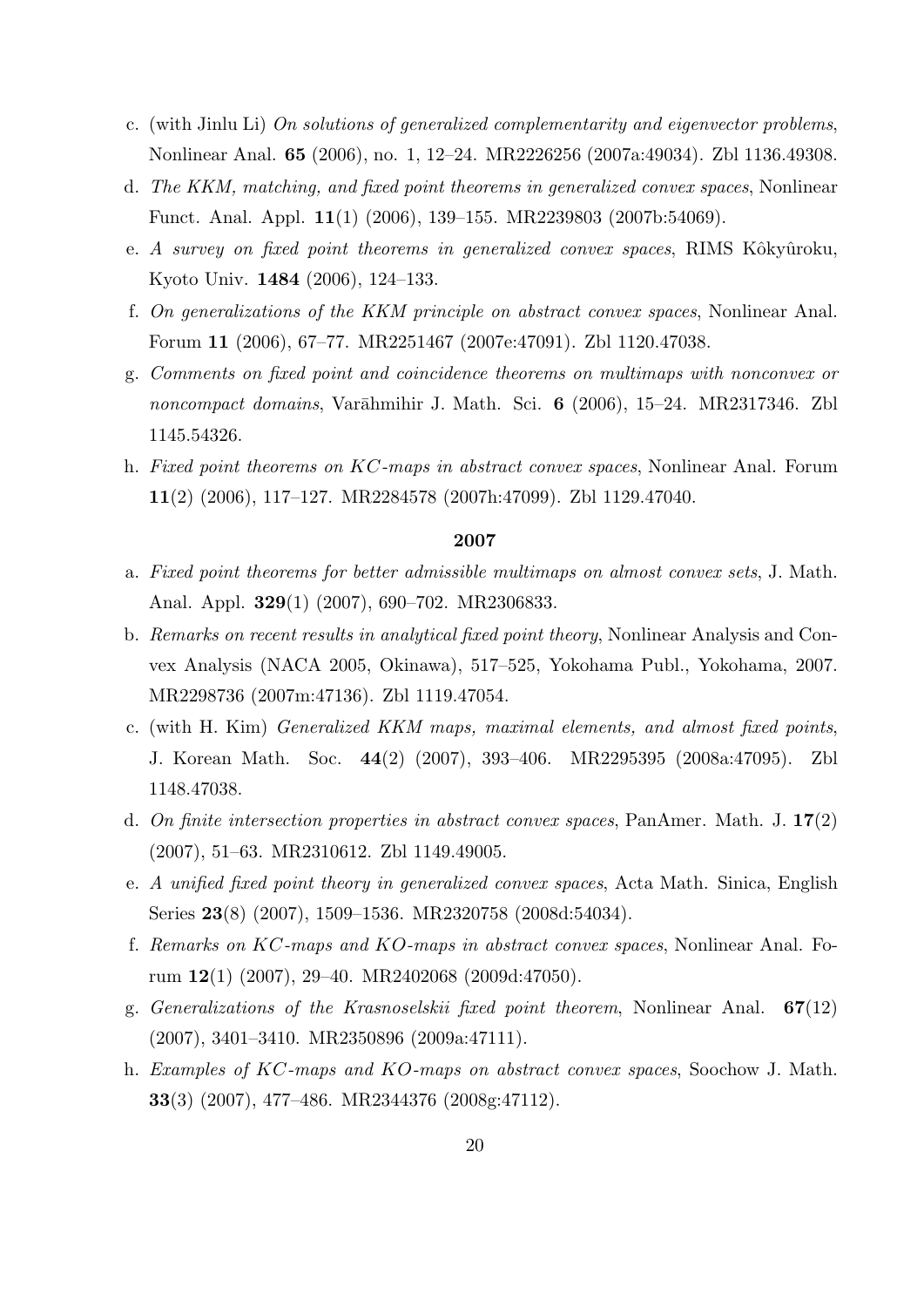c. (with Jinlu Li) *On solutions of generalized complementarity and eigenvector problems*, Nonlinear Anal. **65** (2006), no. 1, 12–24. MR2226256 (2007a:49034). Zbl 1136.49308.

d. *The KKM, matching, and fixed point theorems in generalized convex spaces*, Nonlinear Funct. Anal. Appl. **11**(1) (2006), 139–155. MR2239803 (2007b:54069).

e. *A survey on fixed point theorems in generalized convex spaces*, RIMS Kôkyûroku, Kyoto Univ. **1484** (2006), 124–133.

f. *On generalizations of the KKM principle on abstract convex spaces*, Nonlinear Anal. Forum **11** (2006), 67–77. MR2251467 (2007e:47091). Zbl 1120.47038.

g. *Comments on fixed point and coincidence theorems on multimaps with nonconvex or noncompact domains*, Varāhmihir J. Math. Sci. **6** (2006), 15–24. MR2317346. Zbl 1145.54326.

h. *Fixed point theorems on KC-maps in abstract convex spaces*, Nonlinear Anal. Forum **11**(2) (2006), 117–127. MR2284578 (2007h:47099). Zbl 1129.47040.

**2007**

a. *Fixed point theorems for better admissible multimaps on almost convex sets*, J. Math. Anal. Appl. **329**(1) (2007), 690–702. MR2306833.

b. *Remarks on recent results in analytical fixed point theory*, Nonlinear Analysis and Convex Analysis (NACA 2005, Okinawa), 517–525, Yokohama Publ., Yokohama, 2007. MR2298736 (2007m:47136). Zbl 1119.47054.

c. (with H. Kim) *Generalized KKM maps, maximal elements, and almost fixed points*, J. Korean Math. Soc. **44**(2) (2007), 393–406. MR2295395 (2008a:47095). Zbl 1148.47038.

d. *On finite intersection properties in abstract convex spaces*, PanAmer. Math. J. **17**(2) (2007), 51–63. MR2310612. Zbl 1149.49005.

e. *A unified fixed point theory in generalized convex spaces*, Acta Math. Sinica, English Series **23**(8) (2007), 1509–1536. MR2320758 (2008d:54034).

f. *Remarks on KC-maps and KO-maps in abstract convex spaces*, Nonlinear Anal. Forum **12**(1) (2007), 29–40. MR2402068 (2009d:47050).

g. *Generalizations of the Krasnoselskii fixed point theorem*, Nonlinear Anal. **67**(12) (2007), 3401–3410. MR2350896 (2009a:47111).

h. *Examples of KC-maps and KO-maps on abstract convex spaces*, Soochow J. Math. **33**(3) (2007), 477–486. MR2344376 (2008g:47112).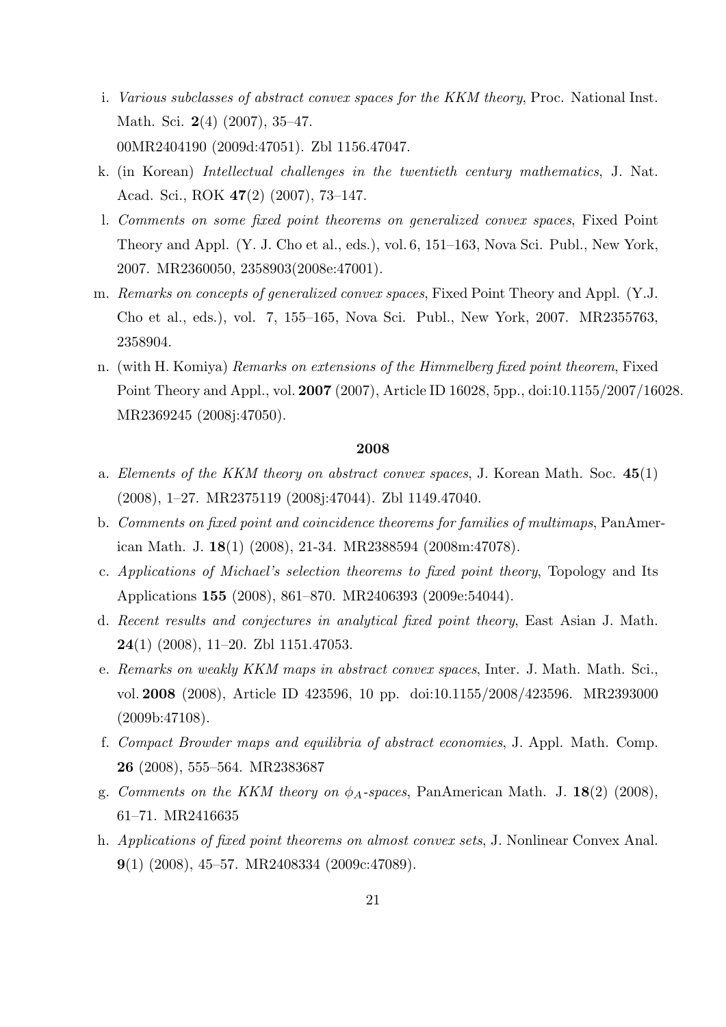i. *Various subclasses of abstract convex spaces for the KKM theory*, Proc. National Inst. Math. Sci. **2**(4) (2007), 35–47.
00MR2404190 (2009d:47051). Zbl 1156.47047.

k. (in Korean) *Intellectual challenges in the twentieth century mathematics*, J. Nat. Acad. Sci., ROK **47**(2) (2007), 73–147.

l. *Comments on some fixed point theorems on generalized convex spaces*, Fixed Point Theory and Appl. (Y. J. Cho et al., eds.), vol. 6, 151–163, Nova Sci. Publ., New York, 2007. MR2360050, 2358903(2008e:47001).

m. *Remarks on concepts of generalized convex spaces*, Fixed Point Theory and Appl. (Y.J. Cho et al., eds.), vol. 7, 155–165, Nova Sci. Publ., New York, 2007. MR2355763, 2358904.

n. (with H. Komiya) *Remarks on extensions of the Himmelberg fixed point theorem*, Fixed Point Theory and Appl., vol. **2007** (2007), Article ID 16028, 5pp., doi:10.1155/2007/16028. MR2369245 (2008j:47050).

**2008**

a. *Elements of the KKM theory on abstract convex spaces*, J. Korean Math. Soc. **45**(1) (2008), 1–27. MR2375119 (2008j:47044). Zbl 1149.47040.

b. *Comments on fixed point and coincidence theorems for families of multimaps*, PanAmerican Math. J. **18**(1) (2008), 21-34. MR2388594 (2008m:47078).

c. *Applications of Michael's selection theorems to fixed point theory*, Topology and Its Applications **155** (2008), 861–870. MR2406393 (2009e:54044).

d. *Recent results and conjectures in analytical fixed point theory*, East Asian J. Math. **24**(1) (2008), 11–20. Zbl 1151.47053.

e. *Remarks on weakly KKM maps in abstract convex spaces*, Inter. J. Math. Math. Sci., vol. **2008** (2008), Article ID 423596, 10 pp. doi:10.1155/2008/423596. MR2393000 (2009b:47108).

f. *Compact Browder maps and equilibria of abstract economies*, J. Appl. Math. Comp. **26** (2008), 555–564. MR2383687

g. *Comments on the KKM theory on $\phi_A$-spaces*, PanAmerican Math. J. **18**(2) (2008), 61–71. MR2416635

h. *Applications of fixed point theorems on almost convex sets*, J. Nonlinear Convex Anal. **9**(1) (2008), 45–57. MR2408334 (2009c:47089).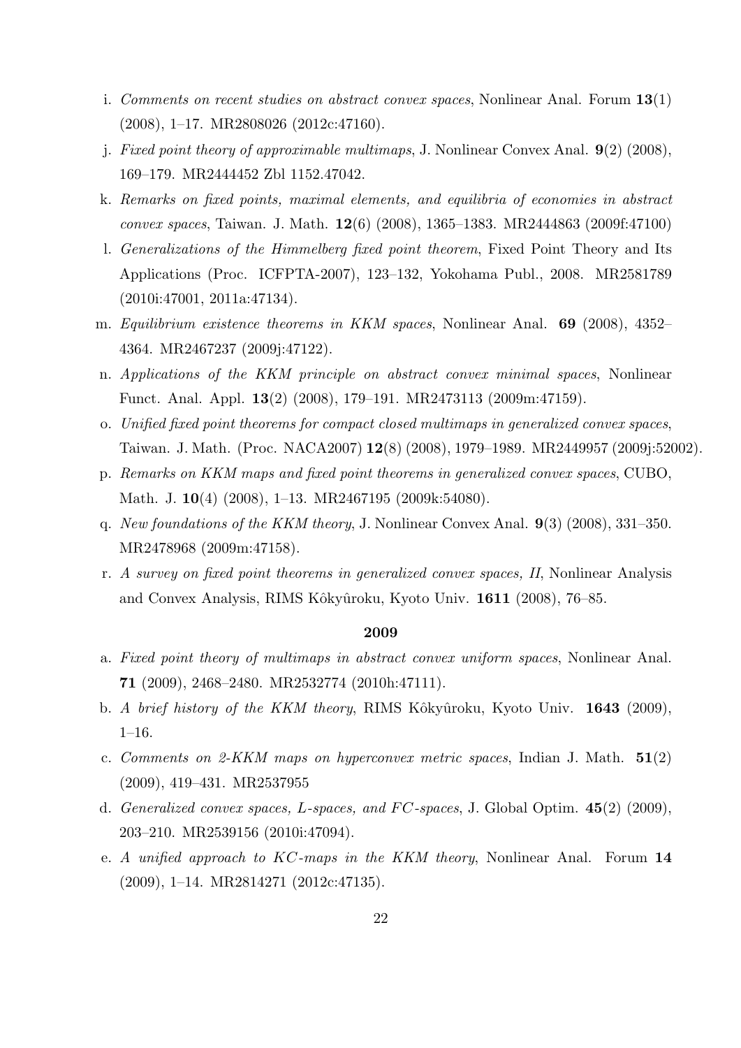i. *Comments on recent studies on abstract convex spaces*, Nonlinear Anal. Forum **13**(1) (2008), 1–17. MR2808026 (2012c:47160).

j. *Fixed point theory of approximable multimaps*, J. Nonlinear Convex Anal. **9**(2) (2008), 169–179. MR2444452 Zbl 1152.47042.

k. *Remarks on fixed points, maximal elements, and equilibria of economies in abstract convex spaces*, Taiwan. J. Math. **12**(6) (2008), 1365–1383. MR2444863 (2009f:47100)

l. *Generalizations of the Himmelberg fixed point theorem*, Fixed Point Theory and Its Applications (Proc. ICFPTA-2007), 123–132, Yokohama Publ., 2008. MR2581789 (2010i:47001, 2011a:47134).

m. *Equilibrium existence theorems in KKM spaces*, Nonlinear Anal. **69** (2008), 4352–4364. MR2467237 (2009j:47122).

n. *Applications of the KKM principle on abstract convex minimal spaces*, Nonlinear Funct. Anal. Appl. **13**(2) (2008), 179–191. MR2473113 (2009m:47159).

o. *Unified fixed point theorems for compact closed multimaps in generalized convex spaces*, Taiwan. J. Math. (Proc. NACA2007) **12**(8) (2008), 1979–1989. MR2449957 (2009j:52002).

p. *Remarks on KKM maps and fixed point theorems in generalized convex spaces*, CUBO, Math. J. **10**(4) (2008), 1–13. MR2467195 (2009k:54080).

q. *New foundations of the KKM theory*, J. Nonlinear Convex Anal. **9**(3) (2008), 331–350. MR2478968 (2009m:47158).

r. *A survey on fixed point theorems in generalized convex spaces, II*, Nonlinear Analysis and Convex Analysis, RIMS Kôkyûroku, Kyoto Univ. **1611** (2008), 76–85.

**2009**

a. *Fixed point theory of multimaps in abstract convex uniform spaces*, Nonlinear Anal. **71** (2009), 2468–2480. MR2532774 (2010h:47111).

b. *A brief history of the KKM theory*, RIMS Kôkyûroku, Kyoto Univ. **1643** (2009), 1–16.

c. *Comments on 2-KKM maps on hyperconvex metric spaces*, Indian J. Math. **51**(2) (2009), 419–431. MR2537955

d. *Generalized convex spaces, L-spaces, and FC-spaces*, J. Global Optim. **45**(2) (2009), 203–210. MR2539156 (2010i:47094).

e. *A unified approach to KC-maps in the KKM theory*, Nonlinear Anal. Forum **14** (2009), 1–14. MR2814271 (2012c:47135).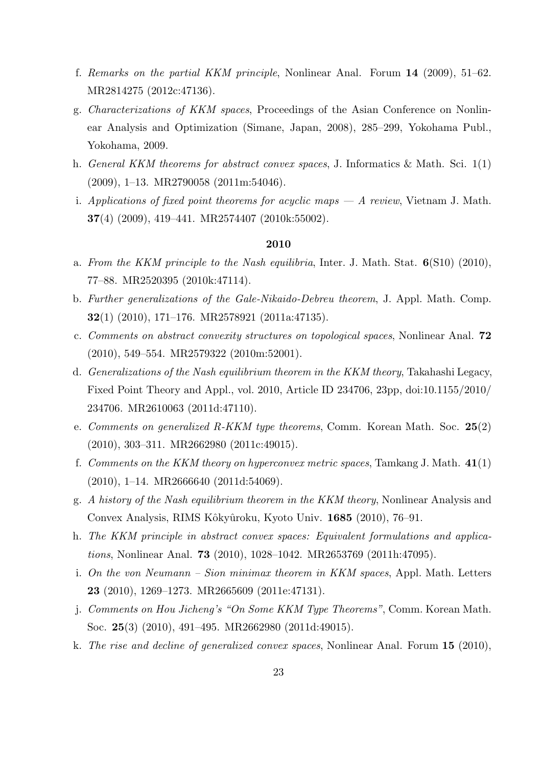f. *Remarks on the partial KKM principle*, Nonlinear Anal. Forum **14** (2009), 51–62. MR2814275 (2012c:47136).

g. *Characterizations of KKM spaces*, Proceedings of the Asian Conference on Nonlinear Analysis and Optimization (Simane, Japan, 2008), 285–299, Yokohama Publ., Yokohama, 2009.

h. *General KKM theorems for abstract convex spaces*, J. Informatics & Math. Sci. 1(1) (2009), 1–13. MR2790058 (2011m:54046).

i. *Applications of fixed point theorems for acyclic maps — A review*, Vietnam J. Math. **37**(4) (2009), 419–441. MR2574407 (2010k:55002).

**2010**

a. *From the KKM principle to the Nash equilibria*, Inter. J. Math. Stat. **6**(S10) (2010), 77–88. MR2520395 (2010k:47114).

b. *Further generalizations of the Gale-Nikaido-Debreu theorem*, J. Appl. Math. Comp. **32**(1) (2010), 171–176. MR2578921 (2011a:47135).

c. *Comments on abstract convexity structures on topological spaces*, Nonlinear Anal. **72** (2010), 549–554. MR2579322 (2010m:52001).

d. *Generalizations of the Nash equilibrium theorem in the KKM theory*, Takahashi Legacy, Fixed Point Theory and Appl., vol. 2010, Article ID 234706, 23pp, doi:10.1155/2010/234706. MR2610063 (2011d:47110).

e. *Comments on generalized R-KKM type theorems*, Comm. Korean Math. Soc. **25**(2) (2010), 303–311. MR2662980 (2011c:49015).

f. *Comments on the KKM theory on hyperconvex metric spaces*, Tamkang J. Math. **41**(1) (2010), 1–14. MR2666640 (2011d:54069).

g. *A history of the Nash equilibrium theorem in the KKM theory*, Nonlinear Analysis and Convex Analysis, RIMS Kôkyûroku, Kyoto Univ. **1685** (2010), 76–91.

h. *The KKM principle in abstract convex spaces: Equivalent formulations and applications*, Nonlinear Anal. **73** (2010), 1028–1042. MR2653769 (2011h:47095).

i. *On the von Neumann – Sion minimax theorem in KKM spaces*, Appl. Math. Letters **23** (2010), 1269–1273. MR2665609 (2011e:47131).

j. *Comments on Hou Jicheng's "On Some KKM Type Theorems"*, Comm. Korean Math. Soc. **25**(3) (2010), 491–495. MR2662980 (2011d:49015).

k. *The rise and decline of generalized convex spaces*, Nonlinear Anal. Forum **15** (2010),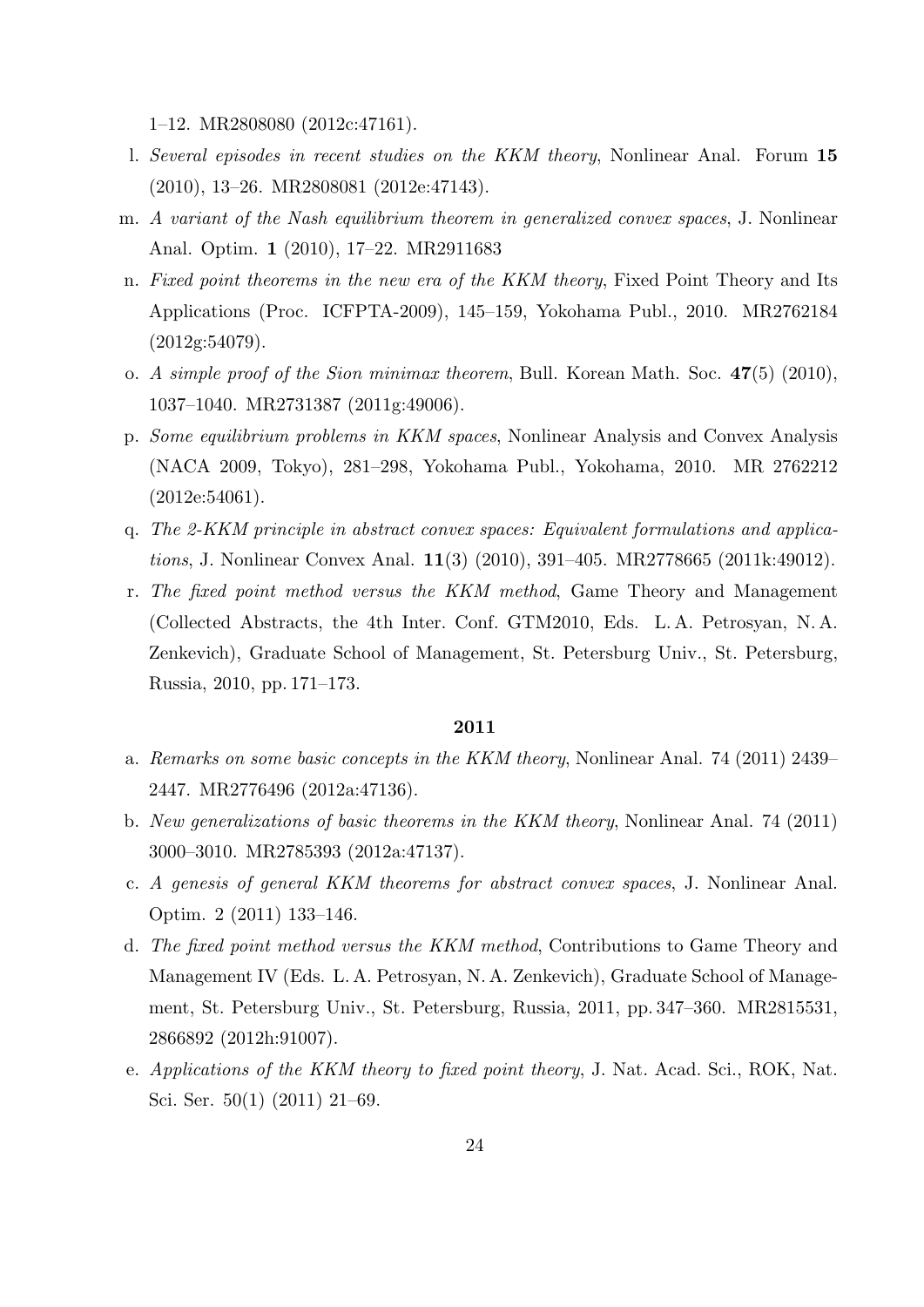1–12. MR2808080 (2012c:47161).

l. *Several episodes in recent studies on the KKM theory*, Nonlinear Anal. Forum **15** (2010), 13–26. MR2808081 (2012e:47143).

m. *A variant of the Nash equilibrium theorem in generalized convex spaces*, J. Nonlinear Anal. Optim. **1** (2010), 17–22. MR2911683

n. *Fixed point theorems in the new era of the KKM theory*, Fixed Point Theory and Its Applications (Proc. ICFPTA-2009), 145–159, Yokohama Publ., 2010. MR2762184 (2012g:54079).

o. *A simple proof of the Sion minimax theorem*, Bull. Korean Math. Soc. **47**(5) (2010), 1037–1040. MR2731387 (2011g:49006).

p. *Some equilibrium problems in KKM spaces*, Nonlinear Analysis and Convex Analysis (NACA 2009, Tokyo), 281–298, Yokohama Publ., Yokohama, 2010. MR 2762212 (2012e:54061).

q. *The 2-KKM principle in abstract convex spaces: Equivalent formulations and applications*, J. Nonlinear Convex Anal. **11**(3) (2010), 391–405. MR2778665 (2011k:49012).

r. *The fixed point method versus the KKM method*, Game Theory and Management (Collected Abstracts, the 4th Inter. Conf. GTM2010, Eds. L. A. Petrosyan, N. A. Zenkevich), Graduate School of Management, St. Petersburg Univ., St. Petersburg, Russia, 2010, pp. 171–173.

**2011**

a. *Remarks on some basic concepts in the KKM theory*, Nonlinear Anal. 74 (2011) 2439–2447. MR2776496 (2012a:47136).

b. *New generalizations of basic theorems in the KKM theory*, Nonlinear Anal. 74 (2011) 3000–3010. MR2785393 (2012a:47137).

c. *A genesis of general KKM theorems for abstract convex spaces*, J. Nonlinear Anal. Optim. 2 (2011) 133–146.

d. *The fixed point method versus the KKM method*, Contributions to Game Theory and Management IV (Eds. L. A. Petrosyan, N. A. Zenkevich), Graduate School of Management, St. Petersburg Univ., St. Petersburg, Russia, 2011, pp. 347–360. MR2815531, 2866892 (2012h:91007).

e. *Applications of the KKM theory to fixed point theory*, J. Nat. Acad. Sci., ROK, Nat. Sci. Ser. 50(1) (2011) 21–69.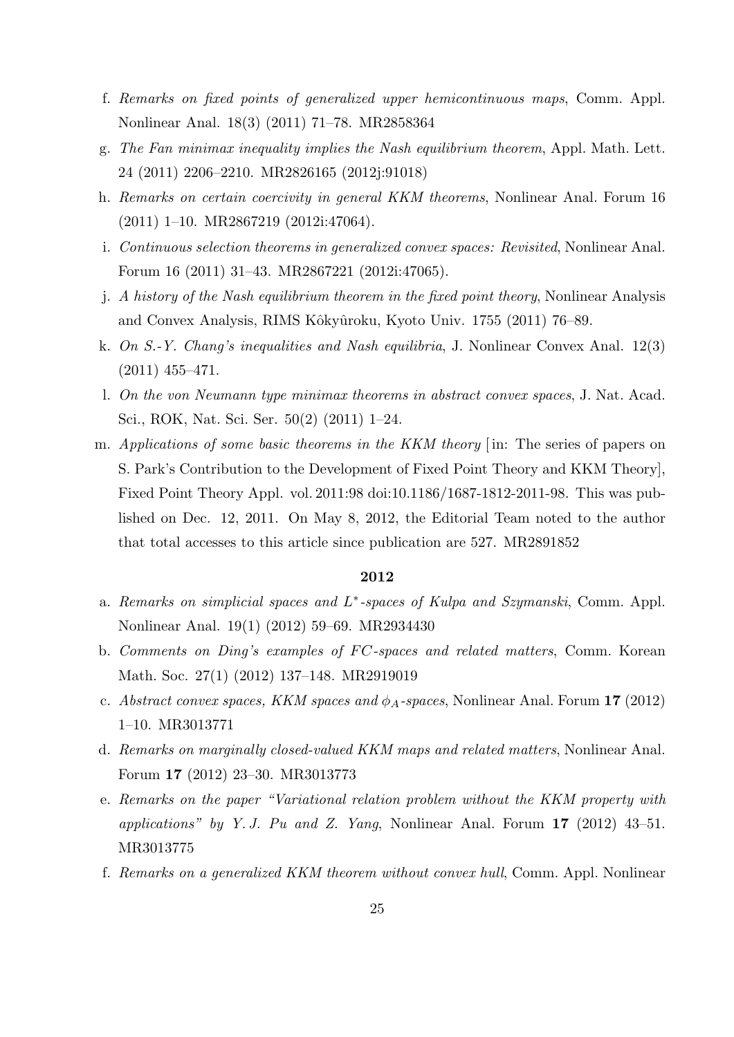f. *Remarks on fixed points of generalized upper hemicontinuous maps*, Comm. Appl. Nonlinear Anal. 18(3) (2011) 71–78. MR2858364

g. *The Fan minimax inequality implies the Nash equilibrium theorem*, Appl. Math. Lett. 24 (2011) 2206–2210. MR2826165 (2012j:91018)

h. *Remarks on certain coercivity in general KKM theorems*, Nonlinear Anal. Forum 16 (2011) 1–10. MR2867219 (2012i:47064).

i. *Continuous selection theorems in generalized convex spaces: Revisited*, Nonlinear Anal. Forum 16 (2011) 31–43. MR2867221 (2012i:47065).

j. *A history of the Nash equilibrium theorem in the fixed point theory*, Nonlinear Analysis and Convex Analysis, RIMS Kôkyûroku, Kyoto Univ. 1755 (2011) 76–89.

k. *On S.-Y. Chang's inequalities and Nash equilibria*, J. Nonlinear Convex Anal. 12(3) (2011) 455–471.

l. *On the von Neumann type minimax theorems in abstract convex spaces*, J. Nat. Acad. Sci., ROK, Nat. Sci. Ser. 50(2) (2011) 1–24.

m. *Applications of some basic theorems in the KKM theory* [in: The series of papers on S. Park's Contribution to the Development of Fixed Point Theory and KKM Theory], Fixed Point Theory Appl. vol. 2011:98 doi:10.1186/1687-1812-2011-98. This was published on Dec. 12, 2011. On May 8, 2012, the Editorial Team noted to the author that total accesses to this article since publication are 527. MR2891852

**2012**

a. *Remarks on simplicial spaces and $L^*$-spaces of Kulpa and Szymanski*, Comm. Appl. Nonlinear Anal. 19(1) (2012) 59–69. MR2934430

b. *Comments on Ding's examples of FC-spaces and related matters*, Comm. Korean Math. Soc. 27(1) (2012) 137–148. MR2919019

c. *Abstract convex spaces, KKM spaces and $\phi_A$-spaces*, Nonlinear Anal. Forum **17** (2012) 1–10. MR3013771

d. *Remarks on marginally closed-valued KKM maps and related matters*, Nonlinear Anal. Forum **17** (2012) 23–30. MR3013773

e. *Remarks on the paper "Variational relation problem without the KKM property with applications" by Y. J. Pu and Z. Yang*, Nonlinear Anal. Forum **17** (2012) 43–51. MR3013775

f. *Remarks on a generalized KKM theorem without convex hull*, Comm. Appl. Nonlinear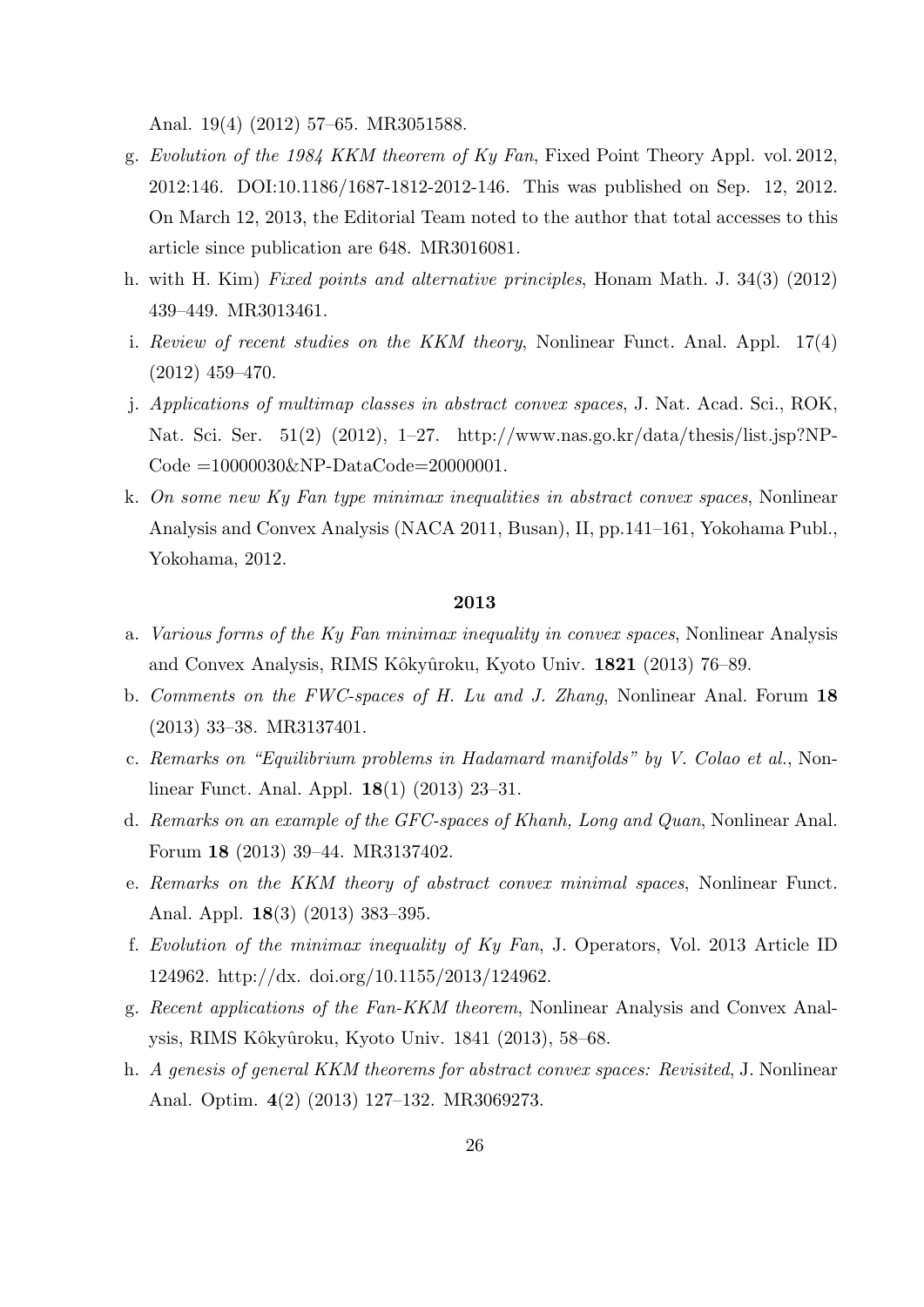Anal. 19(4) (2012) 57–65. MR3051588.

g. *Evolution of the 1984 KKM theorem of Ky Fan*, Fixed Point Theory Appl. vol. 2012, 2012:146. DOI:10.1186/1687-1812-2012-146. This was published on Sep. 12, 2012. On March 12, 2013, the Editorial Team noted to the author that total accesses to this article since publication are 648. MR3016081.
h. with H. Kim) *Fixed points and alternative principles*, Honam Math. J. 34(3) (2012) 439–449. MR3013461.
i. *Review of recent studies on the KKM theory*, Nonlinear Funct. Anal. Appl. 17(4) (2012) 459–470.
j. *Applications of multimap classes in abstract convex spaces*, J. Nat. Acad. Sci., ROK, Nat. Sci. Ser. 51(2) (2012), 1–27. http://www.nas.go.kr/data/thesis/list.jsp?NP-Code =10000030&NP-DataCode=20000001.
k. *On some new Ky Fan type minimax inequalities in abstract convex spaces*, Nonlinear Analysis and Convex Analysis (NACA 2011, Busan), II, pp.141–161, Yokohama Publ., Yokohama, 2012.

**2013**

a. *Various forms of the Ky Fan minimax inequality in convex spaces*, Nonlinear Analysis and Convex Analysis, RIMS Kôkyûroku, Kyoto Univ. **1821** (2013) 76–89.
b. *Comments on the FWC-spaces of H. Lu and J. Zhang*, Nonlinear Anal. Forum **18** (2013) 33–38. MR3137401.
c. *Remarks on "Equilibrium problems in Hadamard manifolds" by V. Colao et al.*, Nonlinear Funct. Anal. Appl. **18**(1) (2013) 23–31.
d. *Remarks on an example of the GFC-spaces of Khanh, Long and Quan*, Nonlinear Anal. Forum **18** (2013) 39–44. MR3137402.
e. *Remarks on the KKM theory of abstract convex minimal spaces*, Nonlinear Funct. Anal. Appl. **18**(3) (2013) 383–395.
f. *Evolution of the minimax inequality of Ky Fan*, J. Operators, Vol. 2013 Article ID 124962. http://dx. doi.org/10.1155/2013/124962.
g. *Recent applications of the Fan-KKM theorem*, Nonlinear Analysis and Convex Analysis, RIMS Kôkyûroku, Kyoto Univ. 1841 (2013), 58–68.
h. *A genesis of general KKM theorems for abstract convex spaces: Revisited*, J. Nonlinear Anal. Optim. **4**(2) (2013) 127–132. MR3069273.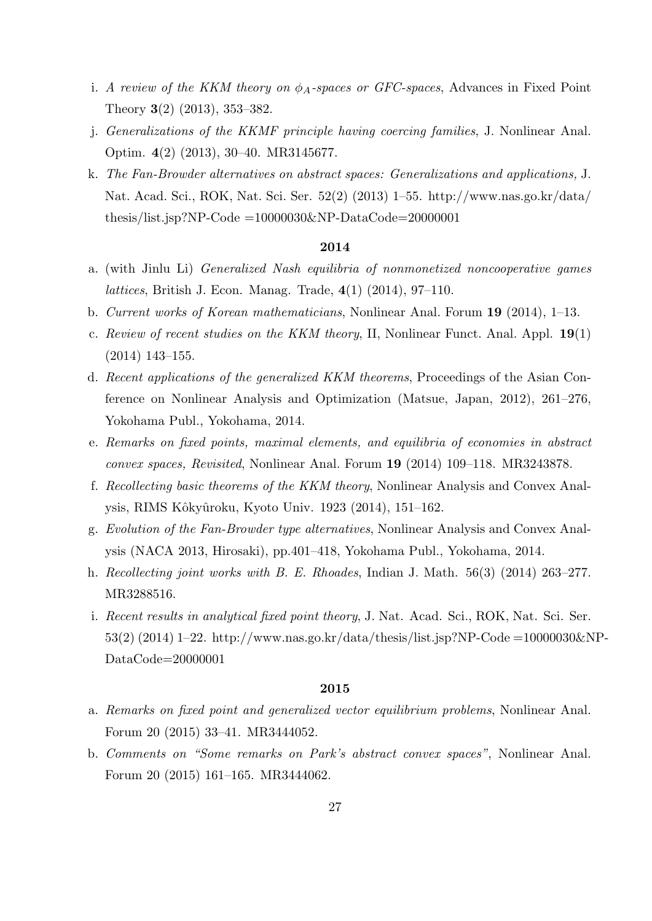i. *A review of the KKM theory on $\phi_A$-spaces or GFC-spaces*, Advances in Fixed Point Theory **3**(2) (2013), 353–382.

j. *Generalizations of the KKMF principle having coercing families*, J. Nonlinear Anal. Optim. **4**(2) (2013), 30–40. MR3145677.

k. *The Fan-Browder alternatives on abstract spaces: Generalizations and applications,* J. Nat. Acad. Sci., ROK, Nat. Sci. Ser. 52(2) (2013) 1–55. http://www.nas.go.kr/data/thesis/list.jsp?NP-Code =10000030&NP-DataCode=20000001

**2014**

a. (with Jinlu Li) *Generalized Nash equilibria of nonmonetized noncooperative games lattices*, British J. Econ. Manag. Trade, **4**(1) (2014), 97–110.

b. *Current works of Korean mathematicians*, Nonlinear Anal. Forum **19** (2014), 1–13.

c. *Review of recent studies on the KKM theory*, II, Nonlinear Funct. Anal. Appl. **19**(1) (2014) 143–155.

d. *Recent applications of the generalized KKM theorems*, Proceedings of the Asian Conference on Nonlinear Analysis and Optimization (Matsue, Japan, 2012), 261–276, Yokohama Publ., Yokohama, 2014.

e. *Remarks on fixed points, maximal elements, and equilibria of economies in abstract convex spaces, Revisited*, Nonlinear Anal. Forum **19** (2014) 109–118. MR3243878.

f. *Recollecting basic theorems of the KKM theory*, Nonlinear Analysis and Convex Analysis, RIMS Kôkyûroku, Kyoto Univ. 1923 (2014), 151–162.

g. *Evolution of the Fan-Browder type alternatives*, Nonlinear Analysis and Convex Analysis (NACA 2013, Hirosaki), pp.401–418, Yokohama Publ., Yokohama, 2014.

h. *Recollecting joint works with B. E. Rhoades*, Indian J. Math. 56(3) (2014) 263–277. MR3288516.

i. *Recent results in analytical fixed point theory*, J. Nat. Acad. Sci., ROK, Nat. Sci. Ser. 53(2) (2014) 1–22. http://www.nas.go.kr/data/thesis/list.jsp?NP-Code =10000030&NP-DataCode=20000001

**2015**

a. *Remarks on fixed point and generalized vector equilibrium problems*, Nonlinear Anal. Forum 20 (2015) 33–41. MR3444052.

b. *Comments on "Some remarks on Park's abstract convex spaces"*, Nonlinear Anal. Forum 20 (2015) 161–165. MR3444062.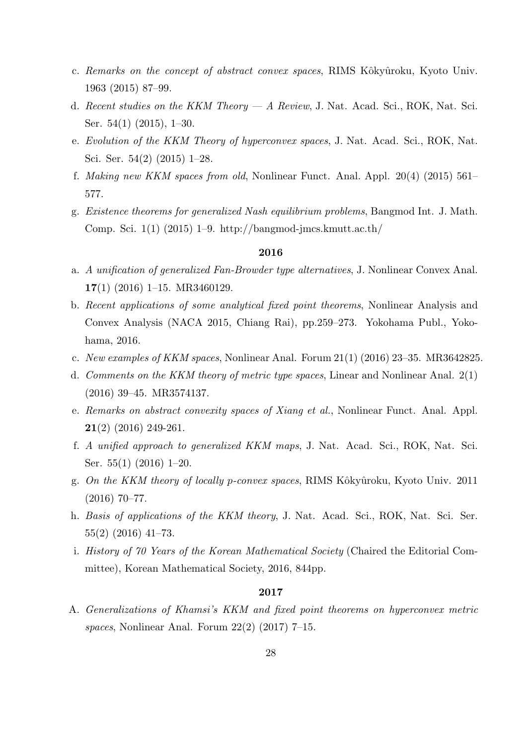c. *Remarks on the concept of abstract convex spaces*, RIMS Kôkyûroku, Kyoto Univ. 1963 (2015) 87–99.

d. *Recent studies on the KKM Theory — A Review*, J. Nat. Acad. Sci., ROK, Nat. Sci. Ser. 54(1) (2015), 1–30.

e. *Evolution of the KKM Theory of hyperconvex spaces*, J. Nat. Acad. Sci., ROK, Nat. Sci. Ser. 54(2) (2015) 1–28.

f. *Making new KKM spaces from old*, Nonlinear Funct. Anal. Appl. 20(4) (2015) 561–577.

g. *Existence theorems for generalized Nash equilibrium problems*, Bangmod Int. J. Math. Comp. Sci. 1(1) (2015) 1–9. http://bangmod-jmcs.kmutt.ac.th/

**2016**

a. *A unification of generalized Fan-Browder type alternatives*, J. Nonlinear Convex Anal. **17**(1) (2016) 1–15. MR3460129.

b. *Recent applications of some analytical fixed point theorems*, Nonlinear Analysis and Convex Analysis (NACA 2015, Chiang Rai), pp.259–273. Yokohama Publ., Yokohama, 2016.

c. *New examples of KKM spaces*, Nonlinear Anal. Forum 21(1) (2016) 23–35. MR3642825.

d. *Comments on the KKM theory of metric type spaces*, Linear and Nonlinear Anal. 2(1) (2016) 39–45. MR3574137.

e. *Remarks on abstract convexity spaces of Xiang et al.*, Nonlinear Funct. Anal. Appl. **21**(2) (2016) 249-261.

f. *A unified approach to generalized KKM maps*, J. Nat. Acad. Sci., ROK, Nat. Sci. Ser. 55(1) (2016) 1–20.

g. *On the KKM theory of locally p-convex spaces*, RIMS Kôkyûroku, Kyoto Univ. 2011 (2016) 70–77.

h. *Basis of applications of the KKM theory*, J. Nat. Acad. Sci., ROK, Nat. Sci. Ser. 55(2) (2016) 41–73.

i. *History of 70 Years of the Korean Mathematical Society* (Chaired the Editorial Committee), Korean Mathematical Society, 2016, 844pp.

**2017**

A. *Generalizations of Khamsi's KKM and fixed point theorems on hyperconvex metric spaces*, Nonlinear Anal. Forum 22(2) (2017) 7–15.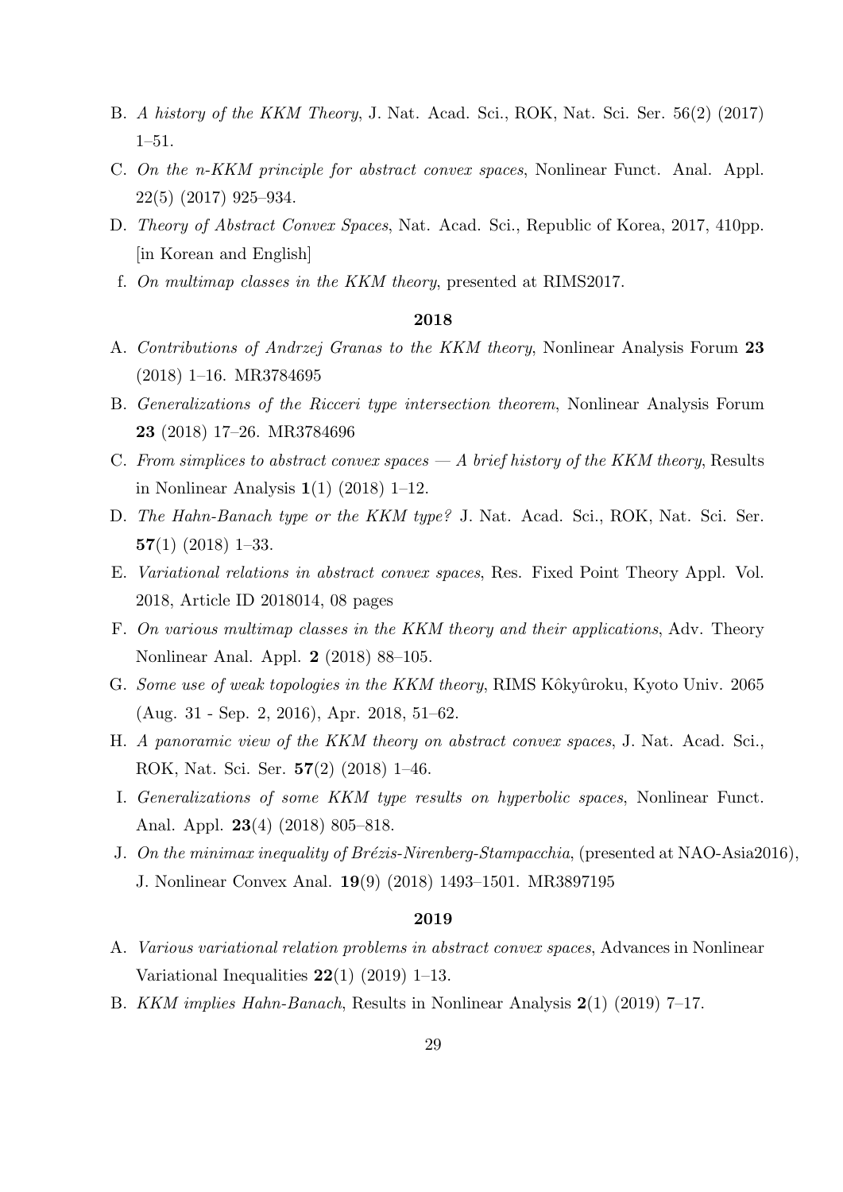B. *A history of the KKM Theory*, J. Nat. Acad. Sci., ROK, Nat. Sci. Ser. 56(2) (2017) 1–51.

C. *On the n-KKM principle for abstract convex spaces*, Nonlinear Funct. Anal. Appl. 22(5) (2017) 925–934.

D. *Theory of Abstract Convex Spaces*, Nat. Acad. Sci., Republic of Korea, 2017, 410pp. [in Korean and English]

f. *On multimap classes in the KKM theory*, presented at RIMS2017.

**2018**

A. *Contributions of Andrzej Granas to the KKM theory*, Nonlinear Analysis Forum **23** (2018) 1–16. MR3784695

B. *Generalizations of the Ricceri type intersection theorem*, Nonlinear Analysis Forum **23** (2018) 17–26. MR3784696

C. *From simplices to abstract convex spaces — A brief history of the KKM theory*, Results in Nonlinear Analysis **1**(1) (2018) 1–12.

D. *The Hahn-Banach type or the KKM type?* J. Nat. Acad. Sci., ROK, Nat. Sci. Ser. **57**(1) (2018) 1–33.

E. *Variational relations in abstract convex spaces*, Res. Fixed Point Theory Appl. Vol. 2018, Article ID 2018014, 08 pages

F. *On various multimap classes in the KKM theory and their applications*, Adv. Theory Nonlinear Anal. Appl. **2** (2018) 88–105.

G. *Some use of weak topologies in the KKM theory*, RIMS Kôkyûroku, Kyoto Univ. 2065 (Aug. 31 - Sep. 2, 2016), Apr. 2018, 51–62.

H. *A panoramic view of the KKM theory on abstract convex spaces*, J. Nat. Acad. Sci., ROK, Nat. Sci. Ser. **57**(2) (2018) 1–46.

I. *Generalizations of some KKM type results on hyperbolic spaces*, Nonlinear Funct. Anal. Appl. **23**(4) (2018) 805–818.

J. *On the minimax inequality of Brézis-Nirenberg-Stampacchia*, (presented at NAO-Asia2016), J. Nonlinear Convex Anal. **19**(9) (2018) 1493–1501. MR3897195

**2019**

A. *Various variational relation problems in abstract convex spaces*, Advances in Nonlinear Variational Inequalities **22**(1) (2019) 1–13.

B. *KKM implies Hahn-Banach*, Results in Nonlinear Analysis **2**(1) (2019) 7–17.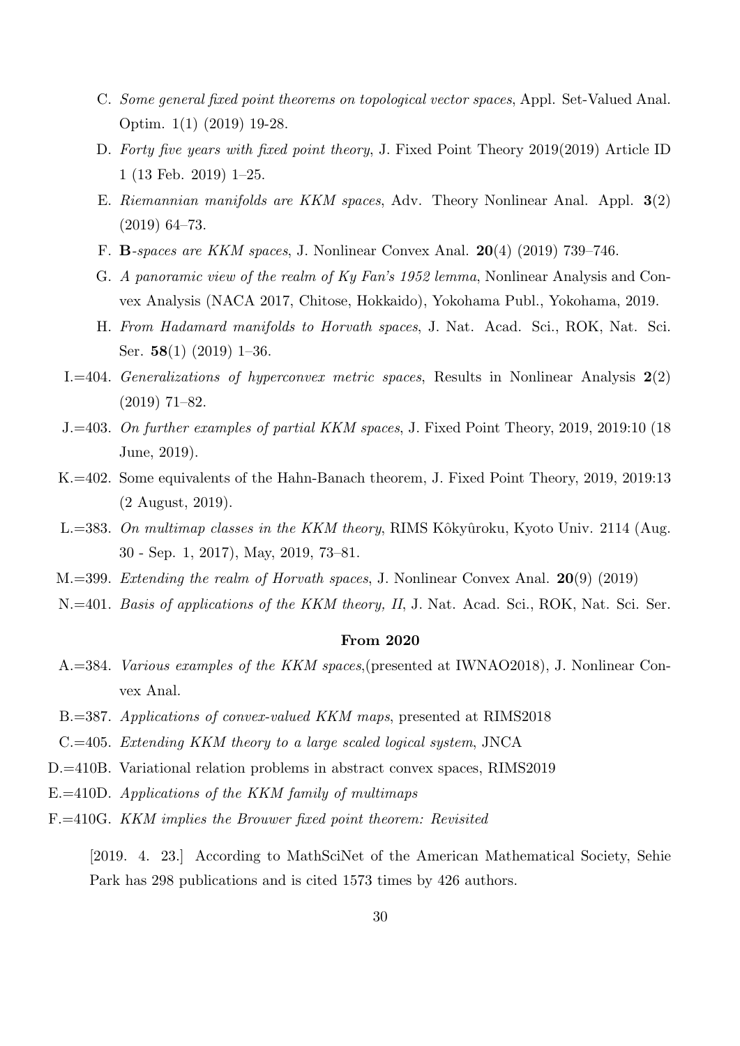C. *Some general fixed point theorems on topological vector spaces*, Appl. Set-Valued Anal. Optim. 1(1) (2019) 19-28.

D. *Forty five years with fixed point theory*, J. Fixed Point Theory 2019(2019) Article ID 1 (13 Feb. 2019) 1–25.

E. *Riemannian manifolds are KKM spaces*, Adv. Theory Nonlinear Anal. Appl. **3**(2) (2019) 64–73.

F. **B**-*spaces are KKM spaces*, J. Nonlinear Convex Anal. **20**(4) (2019) 739–746.

G. *A panoramic view of the realm of Ky Fan's 1952 lemma*, Nonlinear Analysis and Convex Analysis (NACA 2017, Chitose, Hokkaido), Yokohama Publ., Yokohama, 2019.

H. *From Hadamard manifolds to Horvath spaces*, J. Nat. Acad. Sci., ROK, Nat. Sci. Ser. **58**(1) (2019) 1–36.

I.=404. *Generalizations of hyperconvex metric spaces*, Results in Nonlinear Analysis **2**(2) (2019) 71–82.

J.=403. *On further examples of partial KKM spaces*, J. Fixed Point Theory, 2019, 2019:10 (18 June, 2019).

K.=402. Some equivalents of the Hahn-Banach theorem, J. Fixed Point Theory, 2019, 2019:13 (2 August, 2019).

L.=383. *On multimap classes in the KKM theory*, RIMS Kôkyûroku, Kyoto Univ. 2114 (Aug. 30 - Sep. 1, 2017), May, 2019, 73–81.

M.=399. *Extending the realm of Horvath spaces*, J. Nonlinear Convex Anal. **20**(9) (2019)

N.=401. *Basis of applications of the KKM theory, II*, J. Nat. Acad. Sci., ROK, Nat. Sci. Ser.

**From 2020**

A.=384. *Various examples of the KKM spaces*,(presented at IWNAO2018), J. Nonlinear Convex Anal.

B.=387. *Applications of convex-valued KKM maps*, presented at RIMS2018

C.=405. *Extending KKM theory to a large scaled logical system*, JNCA

D.=410B. Variational relation problems in abstract convex spaces, RIMS2019

E.=410D. *Applications of the KKM family of multimaps*

F.=410G. *KKM implies the Brouwer fixed point theorem: Revisited*

[2019. 4. 23.] According to MathSciNet of the American Mathematical Society, Sehie Park has 298 publications and is cited 1573 times by 426 authors.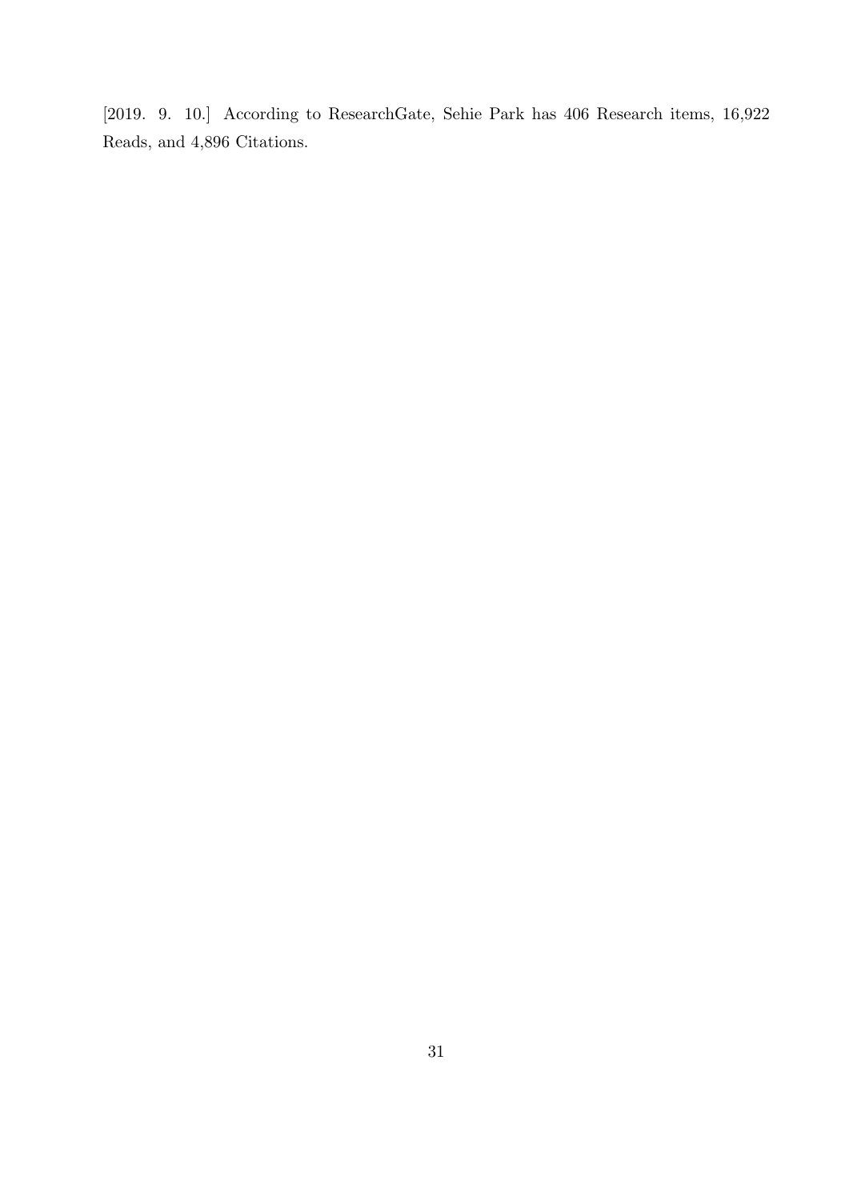[2019. 9. 10.] According to ResearchGate, Sehie Park has 406 Research items, 16,922 Reads, and 4,896 Citations.